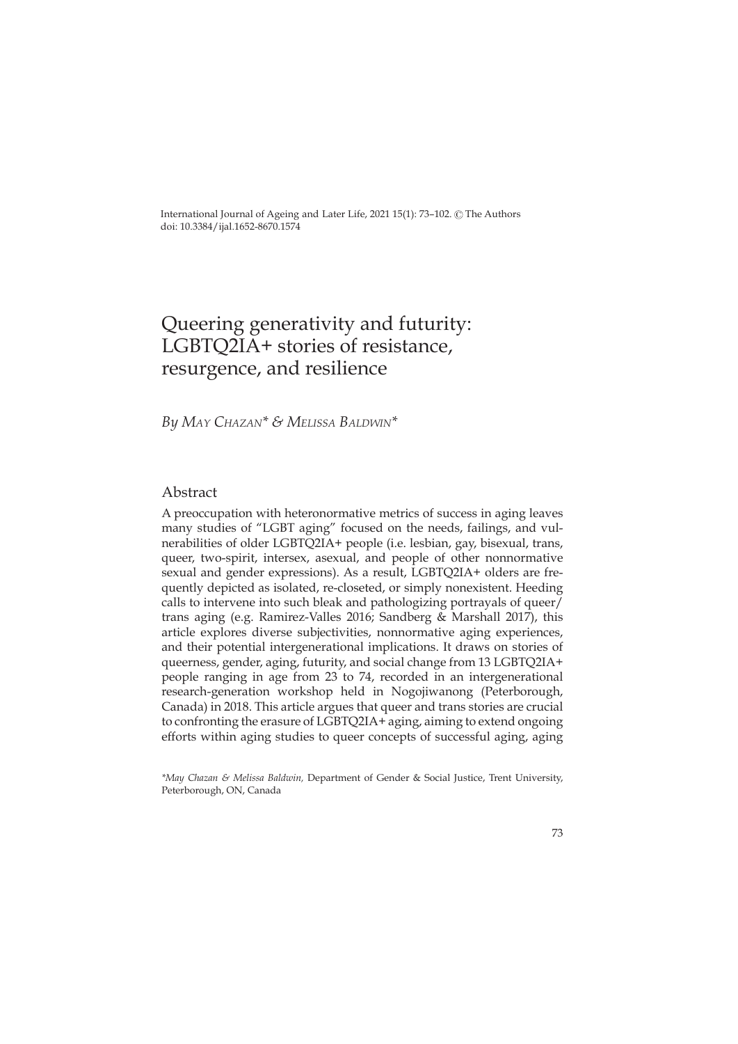International Journal of Ageing and Later Life, 2021 15(1): 73–102. © The Authors
doi: 10.3384/ijal.1652-8670.1574

# Queering generativity and futurity: LGBTQ2IA+ stories of resistance, resurgence, and resilience

*By May Chazan\* & Melissa Baldwin\**

## Abstract

A preoccupation with heteronormative metrics of success in aging leaves many studies of "LGBT aging" focused on the needs, failings, and vulnerabilities of older LGBTQ2IA+ people (i.e. lesbian, gay, bisexual, trans, queer, two-spirit, intersex, asexual, and people of other nonnormative sexual and gender expressions). As a result, LGBTQ2IA+ olders are frequently depicted as isolated, re-closeted, or simply nonexistent. Heeding calls to intervene into such bleak and pathologizing portrayals of queer/trans aging (e.g. Ramirez-Valles 2016; Sandberg & Marshall 2017), this article explores diverse subjectivities, nonnormative aging experiences, and their potential intergenerational implications. It draws on stories of queerness, gender, aging, futurity, and social change from 13 LGBTQ2IA+ people ranging in age from 23 to 74, recorded in an intergenerational research-generation workshop held in Nogojiwanong (Peterborough, Canada) in 2018. This article argues that queer and trans stories are crucial to confronting the erasure of LGBTQ2IA+ aging, aiming to extend ongoing efforts within aging studies to queer concepts of successful aging, aging

*\*May Chazan & Melissa Baldwin,* Department of Gender & Social Justice, Trent University, Peterborough, ON, Canada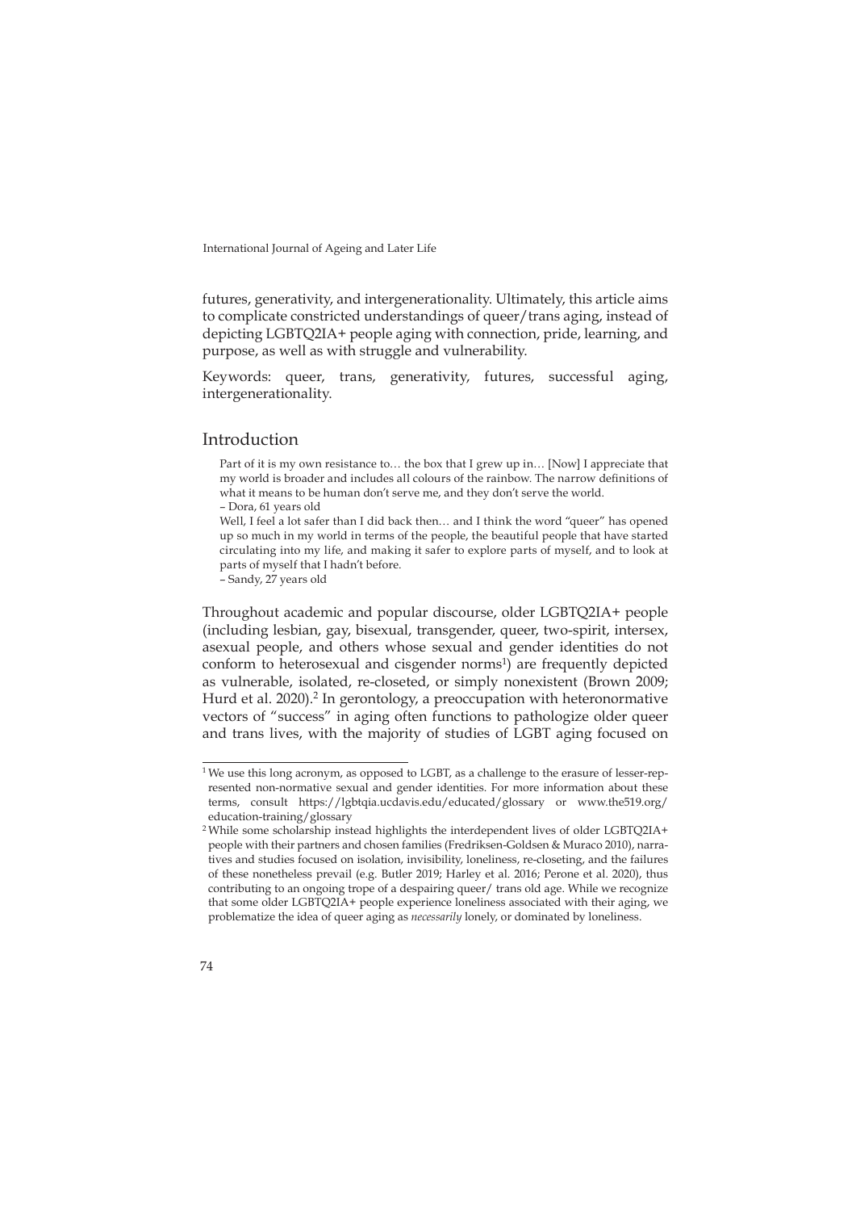futures, generativity, and intergenerationality. Ultimately, this article aims to complicate constricted understandings of queer/trans aging, instead of depicting LGBTQ2IA+ people aging with connection, pride, learning, and purpose, as well as with struggle and vulnerability.

Keywords: queer, trans, generativity, futures, successful aging, intergenerationality.

## Introduction

> Part of it is my own resistance to… the box that I grew up in… [Now] I appreciate that my world is broader and includes all colours of the rainbow. The narrow definitions of what it means to be human don't serve me, and they don't serve the world.
> – Dora, 61 years old

> Well, I feel a lot safer than I did back then… and I think the word "queer" has opened up so much in my world in terms of the people, the beautiful people that have started circulating into my life, and making it safer to explore parts of myself, and to look at parts of myself that I hadn't before.
> – Sandy, 27 years old

Throughout academic and popular discourse, older LGBTQ2IA+ people (including lesbian, gay, bisexual, transgender, queer, two-spirit, intersex, asexual people, and others whose sexual and gender identities do not conform to heterosexual and cisgender norms[1]) are frequently depicted as vulnerable, isolated, re-closeted, or simply nonexistent (Brown 2009; Hurd et al. 2020).[2] In gerontology, a preoccupation with heteronormative vectors of "success" in aging often functions to pathologize older queer and trans lives, with the majority of studies of LGBT aging focused on

---

[1] We use this long acronym, as opposed to LGBT, as a challenge to the erasure of lesser-represented non-normative sexual and gender identities. For more information about these terms, consult https://lgbtqia.ucdavis.edu/educated/glossary or www.the519.org/education-training/glossary

[2] While some scholarship instead highlights the interdependent lives of older LGBTQ2IA+ people with their partners and chosen families (Fredriksen-Goldsen & Muraco 2010), narratives and studies focused on isolation, invisibility, loneliness, re-closeting, and the failures of these nonetheless prevail (e.g. Butler 2019; Harley et al. 2016; Perone et al. 2020), thus contributing to an ongoing trope of a despairing queer/ trans old age. While we recognize that some older LGBTQ2IA+ people experience loneliness associated with their aging, we problematize the idea of queer aging as *necessarily* lonely, or dominated by loneliness.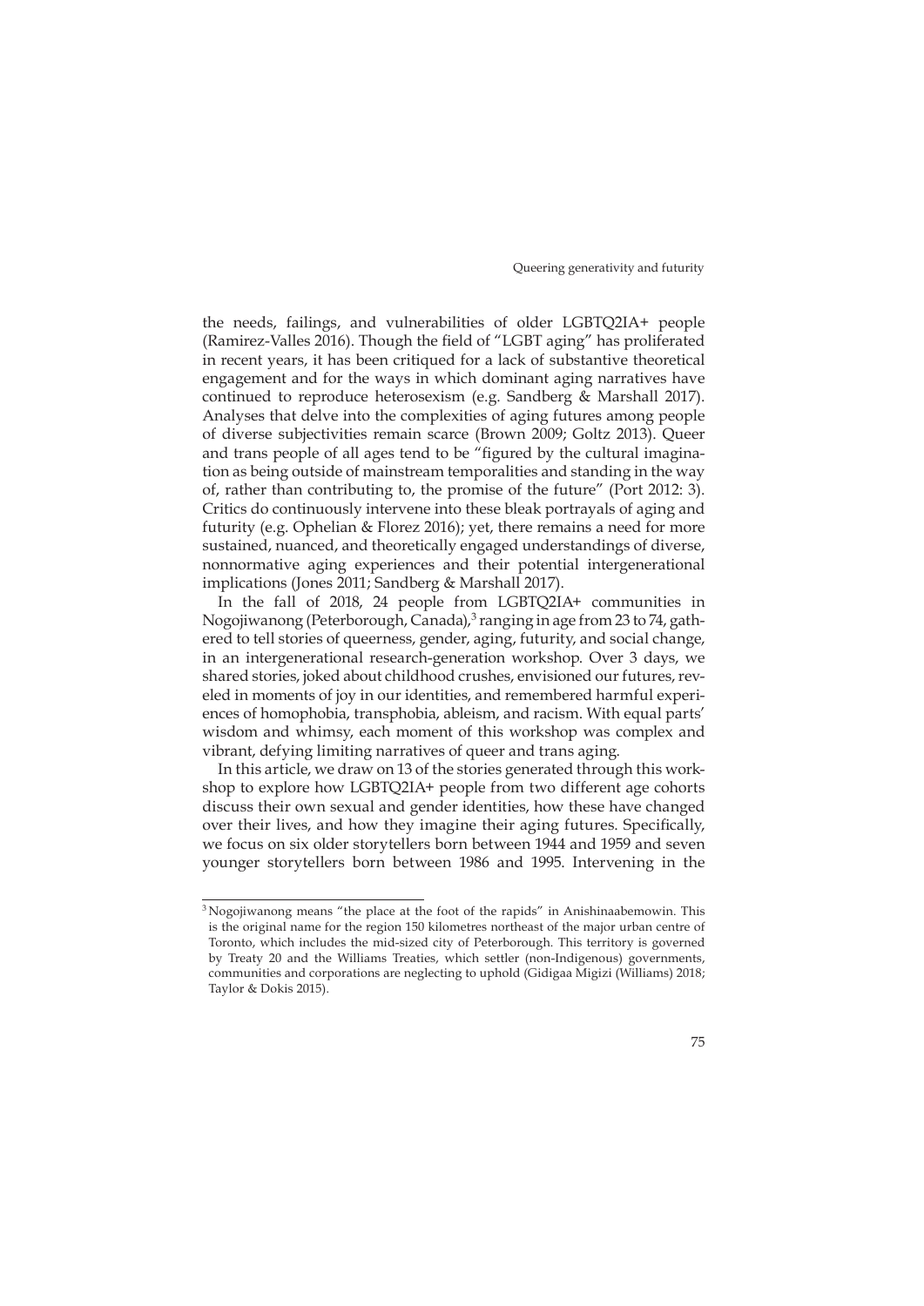the needs, failings, and vulnerabilities of older LGBTQ2IA+ people (Ramirez-Valles 2016). Though the field of "LGBT aging" has proliferated in recent years, it has been critiqued for a lack of substantive theoretical engagement and for the ways in which dominant aging narratives have continued to reproduce heterosexism (e.g. Sandberg & Marshall 2017). Analyses that delve into the complexities of aging futures among people of diverse subjectivities remain scarce (Brown 2009; Goltz 2013). Queer and trans people of all ages tend to be "figured by the cultural imagination as being outside of mainstream temporalities and standing in the way of, rather than contributing to, the promise of the future" (Port 2012: 3). Critics do continuously intervene into these bleak portrayals of aging and futurity (e.g. Ophelian & Florez 2016); yet, there remains a need for more sustained, nuanced, and theoretically engaged understandings of diverse, nonnormative aging experiences and their potential intergenerational implications (Jones 2011; Sandberg & Marshall 2017).

In the fall of 2018, 24 people from LGBTQ2IA+ communities in Nogojiwanong (Peterborough, Canada),[3] ranging in age from 23 to 74, gathered to tell stories of queerness, gender, aging, futurity, and social change, in an intergenerational research-generation workshop. Over 3 days, we shared stories, joked about childhood crushes, envisioned our futures, reveled in moments of joy in our identities, and remembered harmful experiences of homophobia, transphobia, ableism, and racism. With equal parts' wisdom and whimsy, each moment of this workshop was complex and vibrant, defying limiting narratives of queer and trans aging.

In this article, we draw on 13 of the stories generated through this workshop to explore how LGBTQ2IA+ people from two different age cohorts discuss their own sexual and gender identities, how these have changed over their lives, and how they imagine their aging futures. Specifically, we focus on six older storytellers born between 1944 and 1959 and seven younger storytellers born between 1986 and 1995. Intervening in the

[3] Nogojiwanong means "the place at the foot of the rapids" in Anishinaabemowin. This is the original name for the region 150 kilometres northeast of the major urban centre of Toronto, which includes the mid-sized city of Peterborough. This territory is governed by Treaty 20 and the Williams Treaties, which settler (non-Indigenous) governments, communities and corporations are neglecting to uphold (Gidigaa Migizi (Williams) 2018; Taylor & Dokis 2015).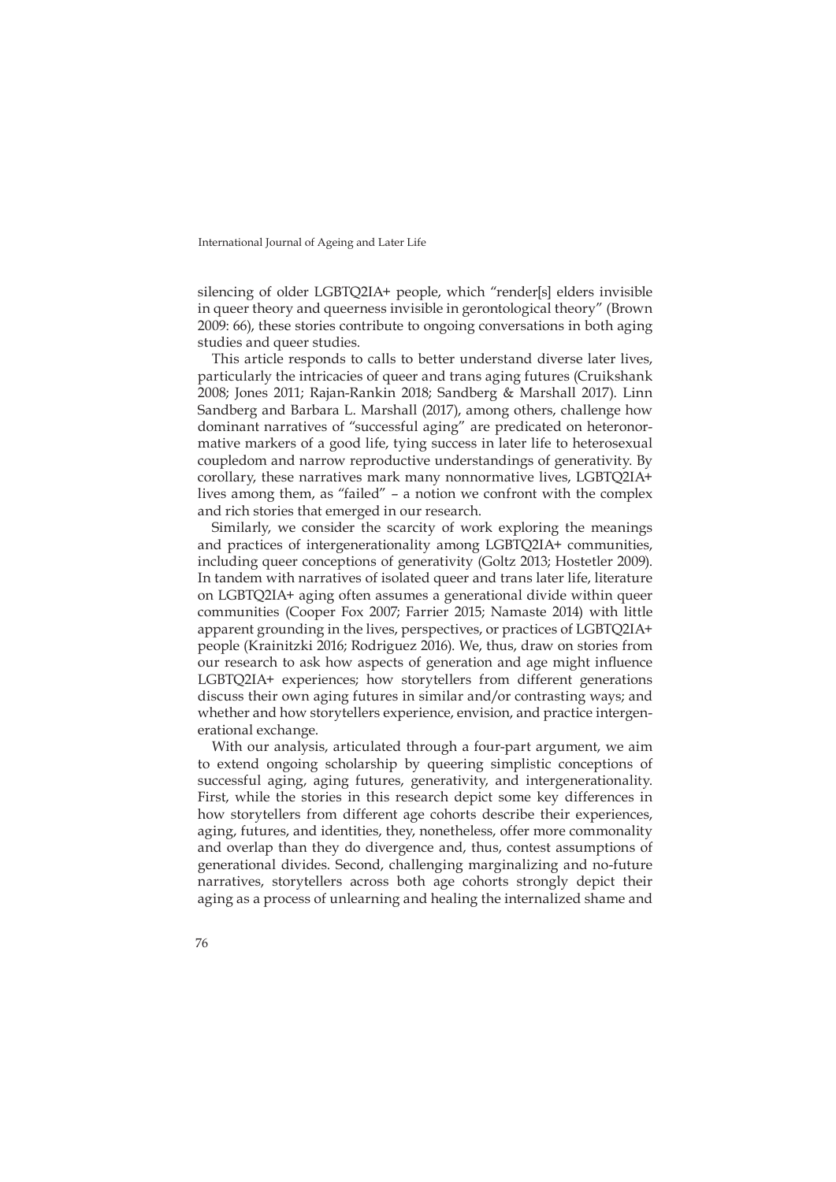silencing of older LGBTQ2IA+ people, which "render[s] elders invisible in queer theory and queerness invisible in gerontological theory" (Brown 2009: 66), these stories contribute to ongoing conversations in both aging studies and queer studies.

This article responds to calls to better understand diverse later lives, particularly the intricacies of queer and trans aging futures (Cruikshank 2008; Jones 2011; Rajan-Rankin 2018; Sandberg & Marshall 2017). Linn Sandberg and Barbara L. Marshall (2017), among others, challenge how dominant narratives of "successful aging" are predicated on heteronormative markers of a good life, tying success in later life to heterosexual coupledom and narrow reproductive understandings of generativity. By corollary, these narratives mark many nonnormative lives, LGBTQ2IA+ lives among them, as "failed" – a notion we confront with the complex and rich stories that emerged in our research.

Similarly, we consider the scarcity of work exploring the meanings and practices of intergenerationality among LGBTQ2IA+ communities, including queer conceptions of generativity (Goltz 2013; Hostetler 2009). In tandem with narratives of isolated queer and trans later life, literature on LGBTQ2IA+ aging often assumes a generational divide within queer communities (Cooper Fox 2007; Farrier 2015; Namaste 2014) with little apparent grounding in the lives, perspectives, or practices of LGBTQ2IA+ people (Krainitzki 2016; Rodriguez 2016). We, thus, draw on stories from our research to ask how aspects of generation and age might influence LGBTQ2IA+ experiences; how storytellers from different generations discuss their own aging futures in similar and/or contrasting ways; and whether and how storytellers experience, envision, and practice intergenerational exchange.

With our analysis, articulated through a four-part argument, we aim to extend ongoing scholarship by queering simplistic conceptions of successful aging, aging futures, generativity, and intergenerationality. First, while the stories in this research depict some key differences in how storytellers from different age cohorts describe their experiences, aging, futures, and identities, they, nonetheless, offer more commonality and overlap than they do divergence and, thus, contest assumptions of generational divides. Second, challenging marginalizing and no-future narratives, storytellers across both age cohorts strongly depict their aging as a process of unlearning and healing the internalized shame and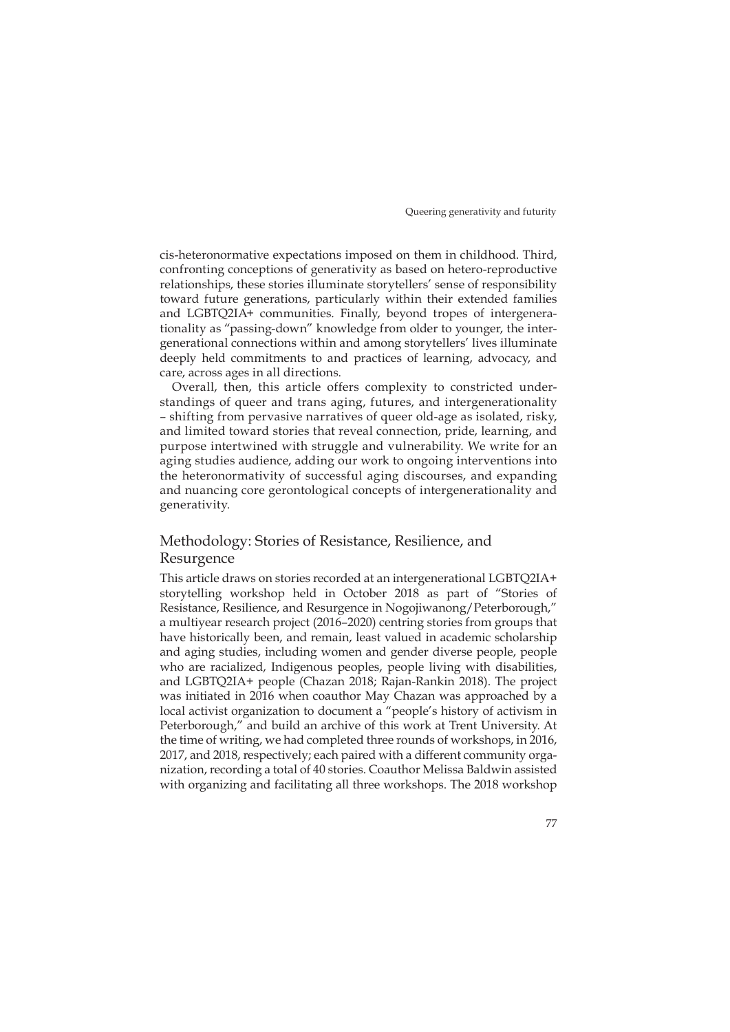cis-heteronormative expectations imposed on them in childhood. Third, confronting conceptions of generativity as based on hetero-reproductive relationships, these stories illuminate storytellers' sense of responsibility toward future generations, particularly within their extended families and LGBTQ2IA+ communities. Finally, beyond tropes of intergenerationality as "passing-down" knowledge from older to younger, the intergenerational connections within and among storytellers' lives illuminate deeply held commitments to and practices of learning, advocacy, and care, across ages in all directions.

Overall, then, this article offers complexity to constricted understandings of queer and trans aging, futures, and intergenerationality – shifting from pervasive narratives of queer old-age as isolated, risky, and limited toward stories that reveal connection, pride, learning, and purpose intertwined with struggle and vulnerability. We write for an aging studies audience, adding our work to ongoing interventions into the heteronormativity of successful aging discourses, and expanding and nuancing core gerontological concepts of intergenerationality and generativity.

## Methodology: Stories of Resistance, Resilience, and Resurgence

This article draws on stories recorded at an intergenerational LGBTQ2IA+ storytelling workshop held in October 2018 as part of "Stories of Resistance, Resilience, and Resurgence in Nogojiwanong/Peterborough," a multiyear research project (2016–2020) centring stories from groups that have historically been, and remain, least valued in academic scholarship and aging studies, including women and gender diverse people, people who are racialized, Indigenous peoples, people living with disabilities, and LGBTQ2IA+ people (Chazan 2018; Rajan-Rankin 2018). The project was initiated in 2016 when coauthor May Chazan was approached by a local activist organization to document a "people's history of activism in Peterborough," and build an archive of this work at Trent University. At the time of writing, we had completed three rounds of workshops, in 2016, 2017, and 2018, respectively; each paired with a different community organization, recording a total of 40 stories. Coauthor Melissa Baldwin assisted with organizing and facilitating all three workshops. The 2018 workshop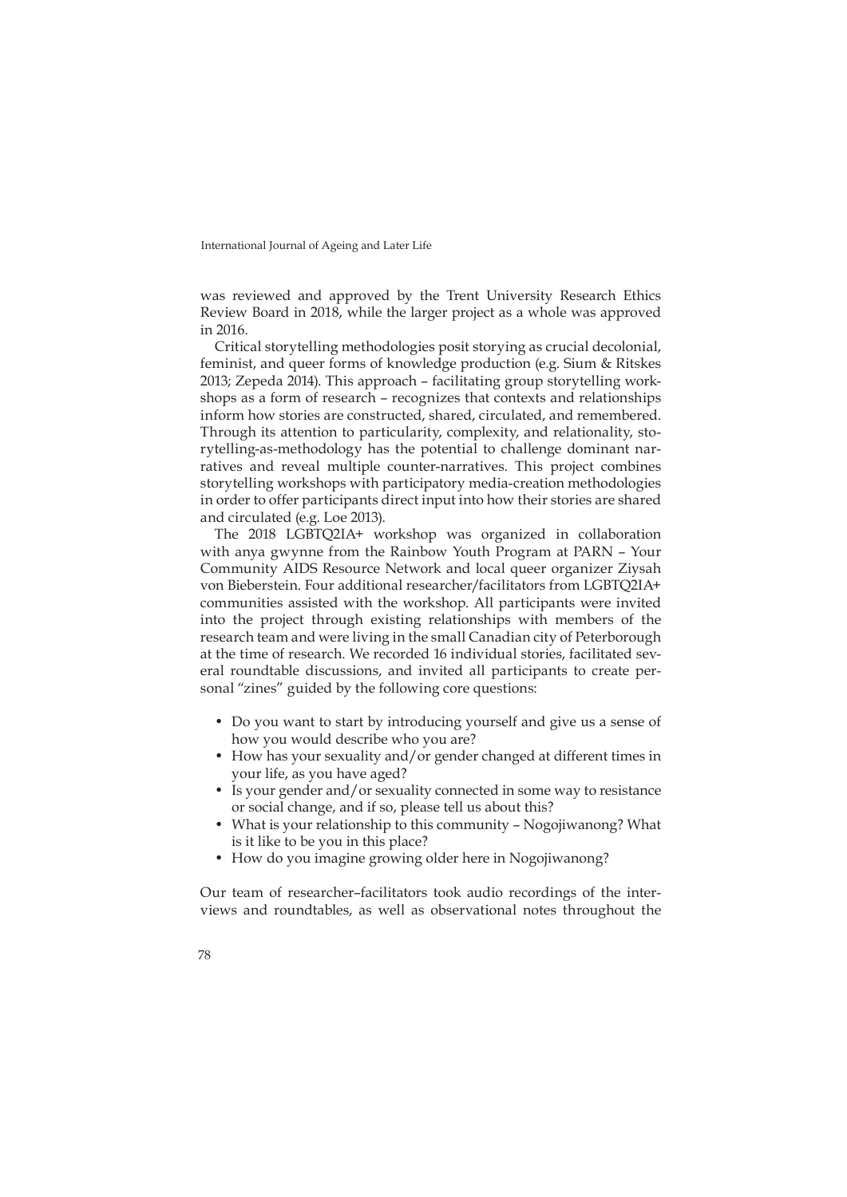was reviewed and approved by the Trent University Research Ethics Review Board in 2018, while the larger project as a whole was approved in 2016.

Critical storytelling methodologies posit storying as crucial decolonial, feminist, and queer forms of knowledge production (e.g. Sium & Ritskes 2013; Zepeda 2014). This approach – facilitating group storytelling workshops as a form of research – recognizes that contexts and relationships inform how stories are constructed, shared, circulated, and remembered. Through its attention to particularity, complexity, and relationality, storytelling-as-methodology has the potential to challenge dominant narratives and reveal multiple counter-narratives. This project combines storytelling workshops with participatory media-creation methodologies in order to offer participants direct input into how their stories are shared and circulated (e.g. Loe 2013).

The 2018 LGBTQ2IA+ workshop was organized in collaboration with anya gwynne from the Rainbow Youth Program at PARN – Your Community AIDS Resource Network and local queer organizer Ziysah von Bieberstein. Four additional researcher/facilitators from LGBTQ2IA+ communities assisted with the workshop. All participants were invited into the project through existing relationships with members of the research team and were living in the small Canadian city of Peterborough at the time of research. We recorded 16 individual stories, facilitated several roundtable discussions, and invited all participants to create personal "zines" guided by the following core questions:

- Do you want to start by introducing yourself and give us a sense of how you would describe who you are?
- How has your sexuality and/or gender changed at different times in your life, as you have aged?
- Is your gender and/or sexuality connected in some way to resistance or social change, and if so, please tell us about this?
- What is your relationship to this community – Nogojiwanong? What is it like to be you in this place?
- How do you imagine growing older here in Nogojiwanong?

Our team of researcher–facilitators took audio recordings of the interviews and roundtables, as well as observational notes throughout the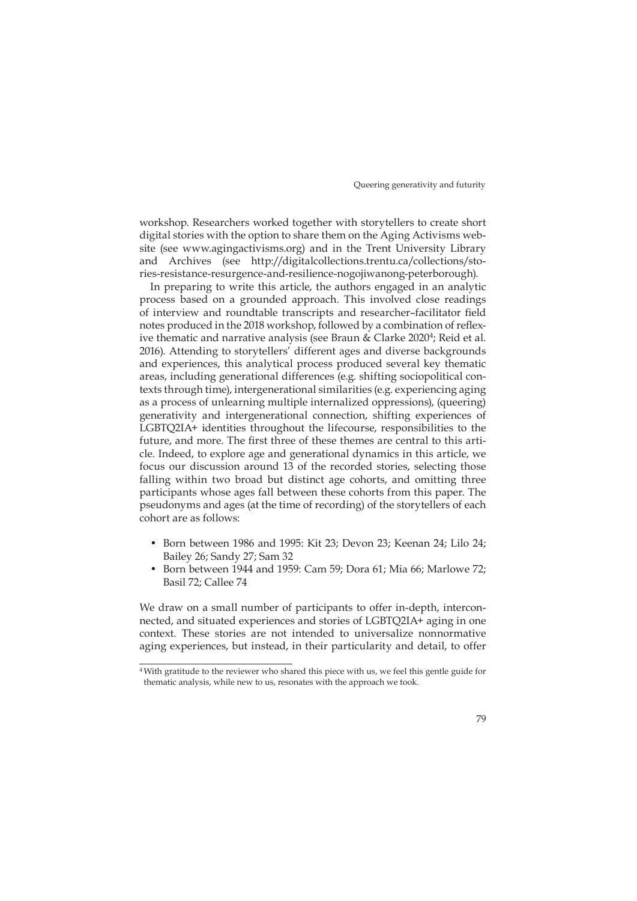workshop. Researchers worked together with storytellers to create short digital stories with the option to share them on the Aging Activisms website (see www.agingactivisms.org) and in the Trent University Library and Archives (see http://digitalcollections.trentu.ca/collections/stories-resistance-resurgence-and-resilience-nogojiwanong-peterborough).

In preparing to write this article, the authors engaged in an analytic process based on a grounded approach. This involved close readings of interview and roundtable transcripts and researcher–facilitator field notes produced in the 2018 workshop, followed by a combination of reflexive thematic and narrative analysis (see Braun & Clarke 2020[4]; Reid et al. 2016). Attending to storytellers' different ages and diverse backgrounds and experiences, this analytical process produced several key thematic areas, including generational differences (e.g. shifting sociopolitical contexts through time), intergenerational similarities (e.g. experiencing aging as a process of unlearning multiple internalized oppressions), (queering) generativity and intergenerational connection, shifting experiences of LGBTQ2IA+ identities throughout the lifecourse, responsibilities to the future, and more. The first three of these themes are central to this article. Indeed, to explore age and generational dynamics in this article, we focus our discussion around 13 of the recorded stories, selecting those falling within two broad but distinct age cohorts, and omitting three participants whose ages fall between these cohorts from this paper. The pseudonyms and ages (at the time of recording) of the storytellers of each cohort are as follows:

- Born between 1986 and 1995: Kit 23; Devon 23; Keenan 24; Lilo 24; Bailey 26; Sandy 27; Sam 32
- Born between 1944 and 1959: Cam 59; Dora 61; Mia 66; Marlowe 72; Basil 72; Callee 74

We draw on a small number of participants to offer in-depth, interconnected, and situated experiences and stories of LGBTQ2IA+ aging in one context. These stories are not intended to universalize nonnormative aging experiences, but instead, in their particularity and detail, to offer

[4] With gratitude to the reviewer who shared this piece with us, we feel this gentle guide for thematic analysis, while new to us, resonates with the approach we took.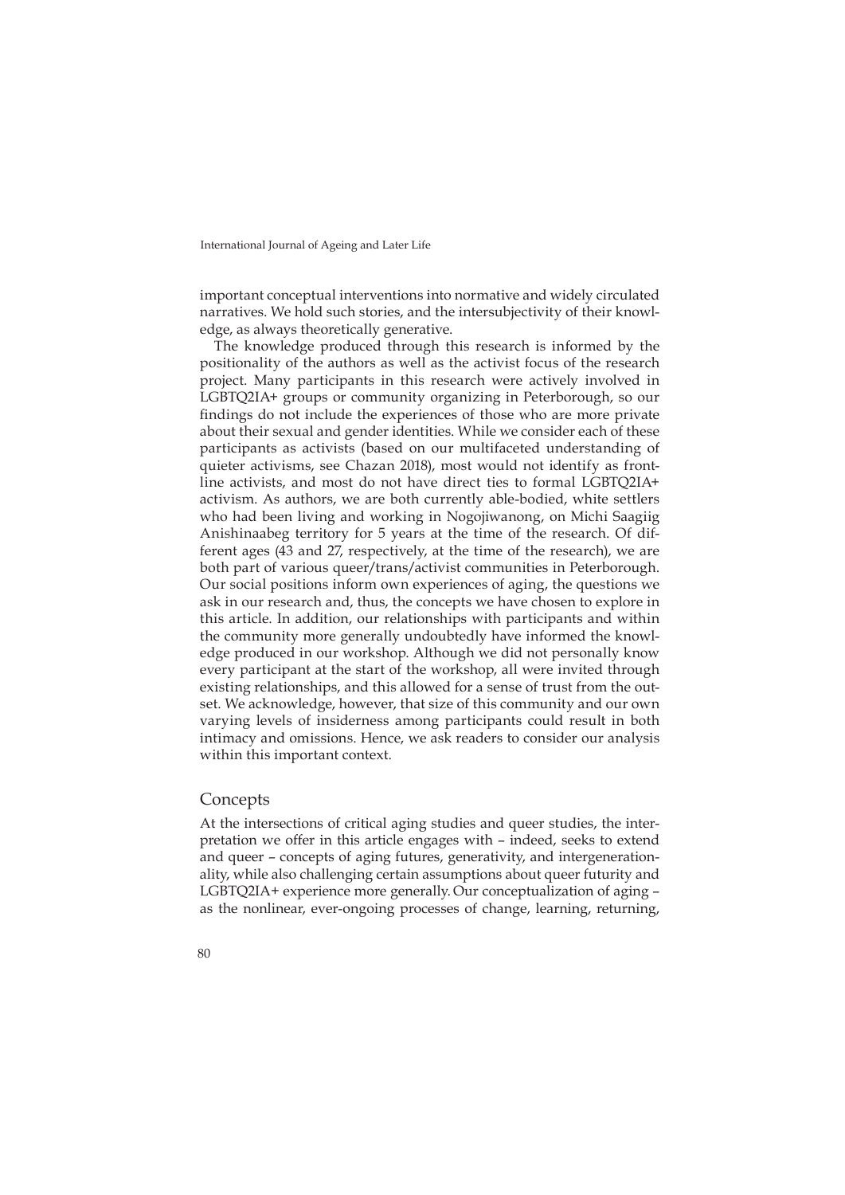important conceptual interventions into normative and widely circulated narratives. We hold such stories, and the intersubjectivity of their knowledge, as always theoretically generative.

The knowledge produced through this research is informed by the positionality of the authors as well as the activist focus of the research project. Many participants in this research were actively involved in LGBTQ2IA+ groups or community organizing in Peterborough, so our findings do not include the experiences of those who are more private about their sexual and gender identities. While we consider each of these participants as activists (based on our multifaceted understanding of quieter activisms, see Chazan 2018), most would not identify as frontline activists, and most do not have direct ties to formal LGBTQ2IA+ activism. As authors, we are both currently able-bodied, white settlers who had been living and working in Nogojiwanong, on Michi Saagiig Anishinaabeg territory for 5 years at the time of the research. Of different ages (43 and 27, respectively, at the time of the research), we are both part of various queer/trans/activist communities in Peterborough. Our social positions inform own experiences of aging, the questions we ask in our research and, thus, the concepts we have chosen to explore in this article. In addition, our relationships with participants and within the community more generally undoubtedly have informed the knowledge produced in our workshop. Although we did not personally know every participant at the start of the workshop, all were invited through existing relationships, and this allowed for a sense of trust from the outset. We acknowledge, however, that size of this community and our own varying levels of insiderness among participants could result in both intimacy and omissions. Hence, we ask readers to consider our analysis within this important context.

## Concepts

At the intersections of critical aging studies and queer studies, the interpretation we offer in this article engages with – indeed, seeks to extend and queer – concepts of aging futures, generativity, and intergenerationality, while also challenging certain assumptions about queer futurity and LGBTQ2IA+ experience more generally. Our conceptualization of aging – as the nonlinear, ever-ongoing processes of change, learning, returning,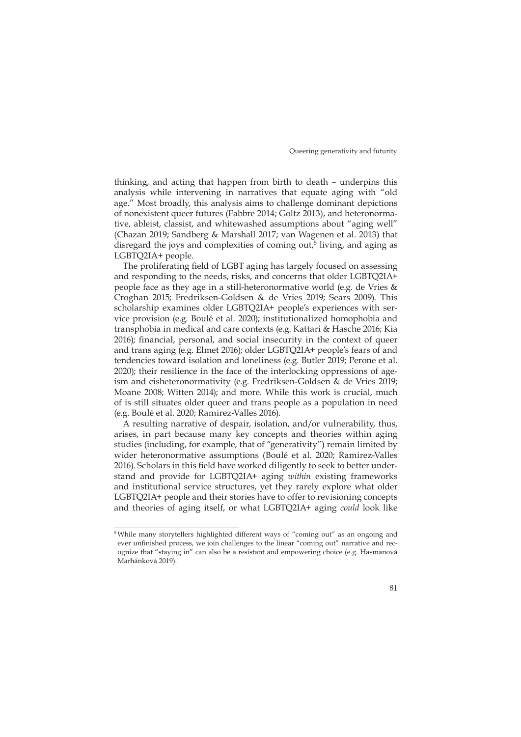thinking, and acting that happen from birth to death – underpins this analysis while intervening in narratives that equate aging with "old age." Most broadly, this analysis aims to challenge dominant depictions of nonexistent queer futures (Fabbre 2014; Goltz 2013), and heteronormative, ableist, classist, and whitewashed assumptions about "aging well" (Chazan 2019; Sandberg & Marshall 2017; van Wagenen et al. 2013) that disregard the joys and complexities of coming out,[5] living, and aging as LGBTQ2IA+ people.

The proliferating field of LGBT aging has largely focused on assessing and responding to the needs, risks, and concerns that older LGBTQ2IA+ people face as they age in a still-heteronormative world (e.g. de Vries & Croghan 2015; Fredriksen-Goldsen & de Vries 2019; Sears 2009). This scholarship examines older LGBTQ2IA+ people's experiences with service provision (e.g. Boulé et al. 2020); institutionalized homophobia and transphobia in medical and care contexts (e.g. Kattari & Hasche 2016; Kia 2016); financial, personal, and social insecurity in the context of queer and trans aging (e.g. Elmet 2016); older LGBTQ2IA+ people's fears of and tendencies toward isolation and loneliness (e.g. Butler 2019; Perone et al. 2020); their resilience in the face of the interlocking oppressions of ageism and cisheteronormativity (e.g. Fredriksen-Goldsen & de Vries 2019; Moane 2008; Witten 2014); and more. While this work is crucial, much of is still situates older queer and trans people as a population in need (e.g. Boulé et al. 2020; Ramirez-Valles 2016).

A resulting narrative of despair, isolation, and/or vulnerability, thus, arises, in part because many key concepts and theories within aging studies (including, for example, that of "generativity") remain limited by wider heteronormative assumptions (Boulé et al. 2020; Ramirez-Valles 2016). Scholars in this field have worked diligently to seek to better understand and provide for LGBTQ2IA+ aging *within* existing frameworks and institutional service structures, yet they rarely explore what older LGBTQ2IA+ people and their stories have to offer to revisioning concepts and theories of aging itself, or what LGBTQ2IA+ aging *could* look like

[5] While many storytellers highlighted different ways of "coming out" as an ongoing and ever unfinished process, we join challenges to the linear "coming out" narrative and recognize that "staying in" can also be a resistant and empowering choice (e.g. Hasmanová Marhánková 2019).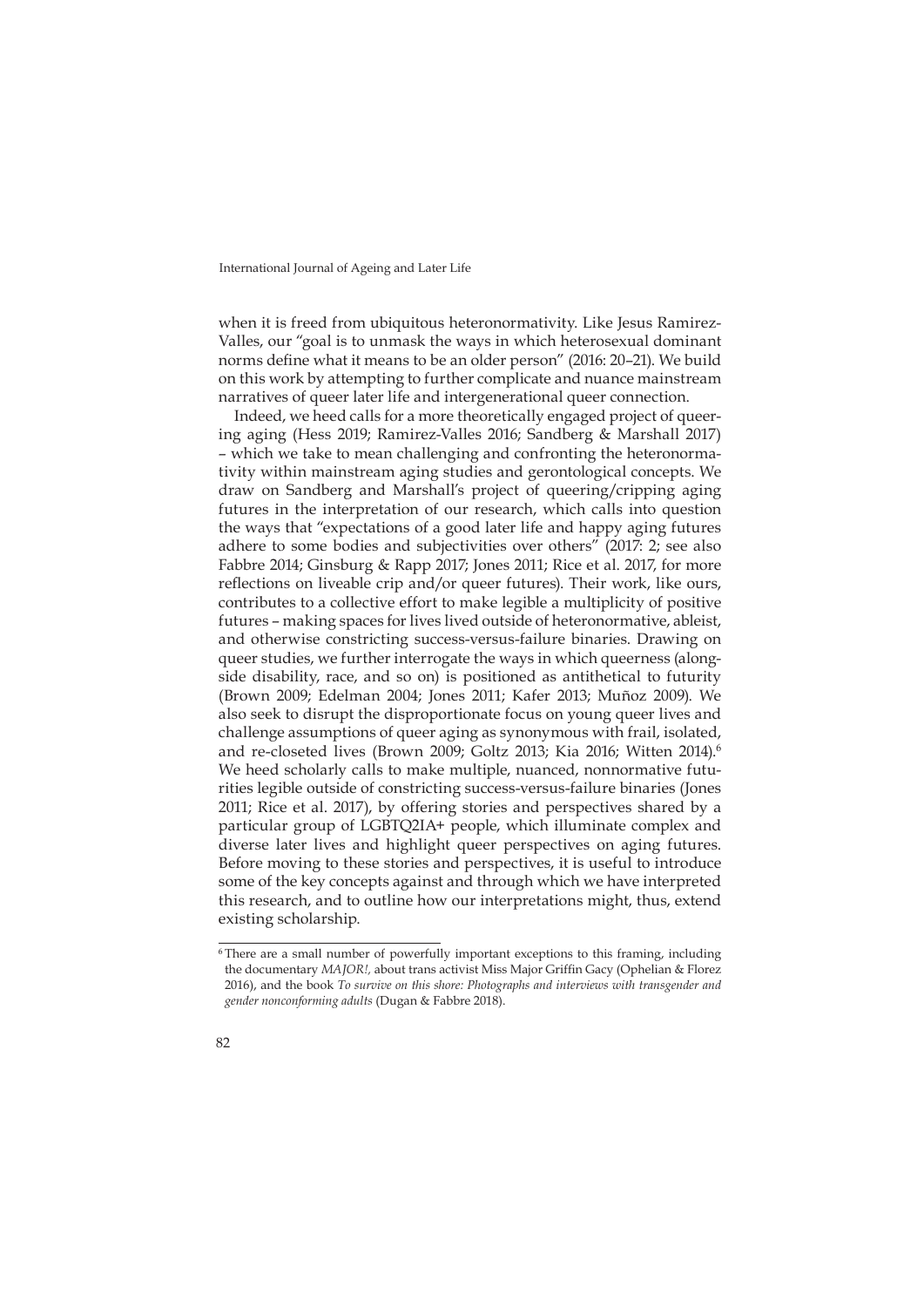when it is freed from ubiquitous heteronormativity. Like Jesus Ramirez-Valles, our "goal is to unmask the ways in which heterosexual dominant norms define what it means to be an older person" (2016: 20–21). We build on this work by attempting to further complicate and nuance mainstream narratives of queer later life and intergenerational queer connection.

Indeed, we heed calls for a more theoretically engaged project of queering aging (Hess 2019; Ramirez-Valles 2016; Sandberg & Marshall 2017) – which we take to mean challenging and confronting the heteronormativity within mainstream aging studies and gerontological concepts. We draw on Sandberg and Marshall's project of queering/cripping aging futures in the interpretation of our research, which calls into question the ways that "expectations of a good later life and happy aging futures adhere to some bodies and subjectivities over others" (2017: 2; see also Fabbre 2014; Ginsburg & Rapp 2017; Jones 2011; Rice et al. 2017, for more reflections on liveable crip and/or queer futures). Their work, like ours, contributes to a collective effort to make legible a multiplicity of positive futures – making spaces for lives lived outside of heteronormative, ableist, and otherwise constricting success-versus-failure binaries. Drawing on queer studies, we further interrogate the ways in which queerness (alongside disability, race, and so on) is positioned as antithetical to futurity (Brown 2009; Edelman 2004; Jones 2011; Kafer 2013; Muñoz 2009). We also seek to disrupt the disproportionate focus on young queer lives and challenge assumptions of queer aging as synonymous with frail, isolated, and re-closeted lives (Brown 2009; Goltz 2013; Kia 2016; Witten 2014).[6] We heed scholarly calls to make multiple, nuanced, nonnormative futurities legible outside of constricting success-versus-failure binaries (Jones 2011; Rice et al. 2017), by offering stories and perspectives shared by a particular group of LGBTQ2IA+ people, which illuminate complex and diverse later lives and highlight queer perspectives on aging futures. Before moving to these stories and perspectives, it is useful to introduce some of the key concepts against and through which we have interpreted this research, and to outline how our interpretations might, thus, extend existing scholarship.

[6] There are a small number of powerfully important exceptions to this framing, including the documentary *MAJOR!*, about trans activist Miss Major Griffin Gacy (Ophelian & Florez 2016), and the book *To survive on this shore: Photographs and interviews with transgender and gender nonconforming adults* (Dugan & Fabbre 2018).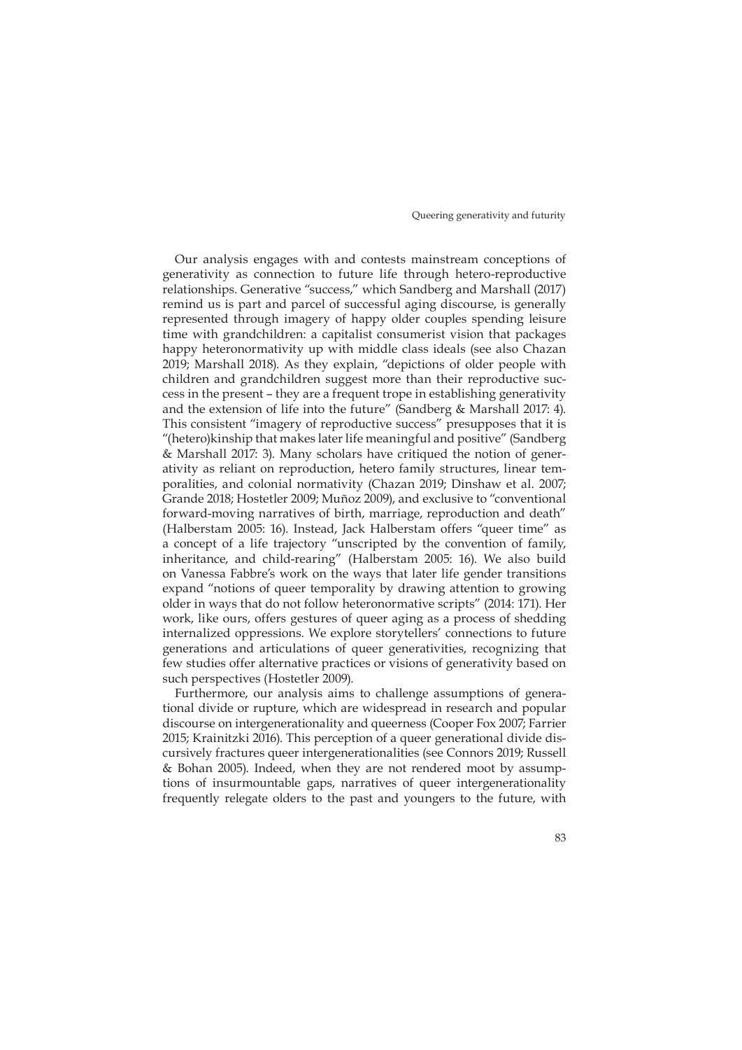Our analysis engages with and contests mainstream conceptions of generativity as connection to future life through hetero-reproductive relationships. Generative "success," which Sandberg and Marshall (2017) remind us is part and parcel of successful aging discourse, is generally represented through imagery of happy older couples spending leisure time with grandchildren: a capitalist consumerist vision that packages happy heteronormativity up with middle class ideals (see also Chazan 2019; Marshall 2018). As they explain, "depictions of older people with children and grandchildren suggest more than their reproductive success in the present – they are a frequent trope in establishing generativity and the extension of life into the future" (Sandberg & Marshall 2017: 4). This consistent "imagery of reproductive success" presupposes that it is "(hetero)kinship that makes later life meaningful and positive" (Sandberg & Marshall 2017: 3). Many scholars have critiqued the notion of generativity as reliant on reproduction, hetero family structures, linear temporalities, and colonial normativity (Chazan 2019; Dinshaw et al. 2007; Grande 2018; Hostetler 2009; Muñoz 2009), and exclusive to "conventional forward-moving narratives of birth, marriage, reproduction and death" (Halberstam 2005: 16). Instead, Jack Halberstam offers "queer time" as a concept of a life trajectory "unscripted by the convention of family, inheritance, and child-rearing" (Halberstam 2005: 16). We also build on Vanessa Fabbre's work on the ways that later life gender transitions expand "notions of queer temporality by drawing attention to growing older in ways that do not follow heteronormative scripts" (2014: 171). Her work, like ours, offers gestures of queer aging as a process of shedding internalized oppressions. We explore storytellers' connections to future generations and articulations of queer generativities, recognizing that few studies offer alternative practices or visions of generativity based on such perspectives (Hostetler 2009).

Furthermore, our analysis aims to challenge assumptions of generational divide or rupture, which are widespread in research and popular discourse on intergenerationality and queerness (Cooper Fox 2007; Farrier 2015; Krainitzki 2016). This perception of a queer generational divide discursively fractures queer intergenerationalities (see Connors 2019; Russell & Bohan 2005). Indeed, when they are not rendered moot by assumptions of insurmountable gaps, narratives of queer intergenerationality frequently relegate olders to the past and youngers to the future, with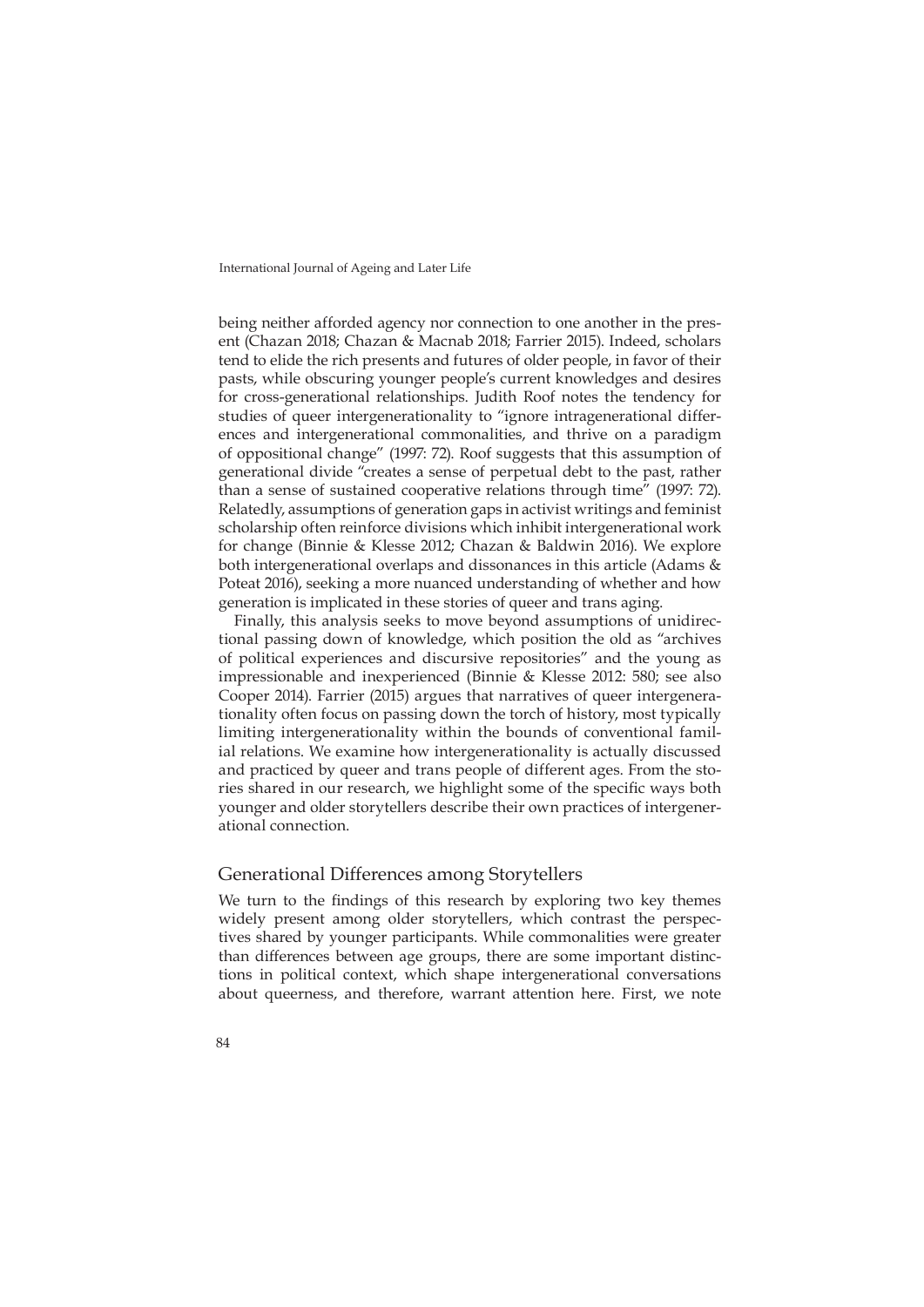being neither afforded agency nor connection to one another in the present (Chazan 2018; Chazan & Macnab 2018; Farrier 2015). Indeed, scholars tend to elide the rich presents and futures of older people, in favor of their pasts, while obscuring younger people's current knowledges and desires for cross-generational relationships. Judith Roof notes the tendency for studies of queer intergenerationality to "ignore intragenerational differences and intergenerational commonalities, and thrive on a paradigm of oppositional change" (1997: 72). Roof suggests that this assumption of generational divide "creates a sense of perpetual debt to the past, rather than a sense of sustained cooperative relations through time" (1997: 72). Relatedly, assumptions of generation gaps in activist writings and feminist scholarship often reinforce divisions which inhibit intergenerational work for change (Binnie & Klesse 2012; Chazan & Baldwin 2016). We explore both intergenerational overlaps and dissonances in this article (Adams & Poteat 2016), seeking a more nuanced understanding of whether and how generation is implicated in these stories of queer and trans aging.

Finally, this analysis seeks to move beyond assumptions of unidirectional passing down of knowledge, which position the old as "archives of political experiences and discursive repositories" and the young as impressionable and inexperienced (Binnie & Klesse 2012: 580; see also Cooper 2014). Farrier (2015) argues that narratives of queer intergenerationality often focus on passing down the torch of history, most typically limiting intergenerationality within the bounds of conventional familial relations. We examine how intergenerationality is actually discussed and practiced by queer and trans people of different ages. From the stories shared in our research, we highlight some of the specific ways both younger and older storytellers describe their own practices of intergenerational connection.

## Generational Differences among Storytellers

We turn to the findings of this research by exploring two key themes widely present among older storytellers, which contrast the perspectives shared by younger participants. While commonalities were greater than differences between age groups, there are some important distinctions in political context, which shape intergenerational conversations about queerness, and therefore, warrant attention here. First, we note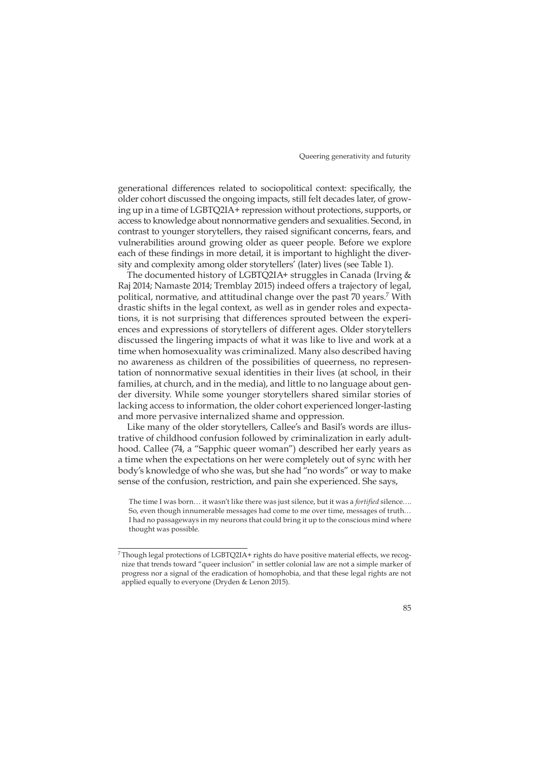generational differences related to sociopolitical context: specifically, the older cohort discussed the ongoing impacts, still felt decades later, of growing up in a time of LGBTQ2IA+ repression without protections, supports, or access to knowledge about nonnormative genders and sexualities. Second, in contrast to younger storytellers, they raised significant concerns, fears, and vulnerabilities around growing older as queer people. Before we explore each of these findings in more detail, it is important to highlight the diversity and complexity among older storytellers' (later) lives (see Table 1).

The documented history of LGBTQ2IA+ struggles in Canada (Irving & Raj 2014; Namaste 2014; Tremblay 2015) indeed offers a trajectory of legal, political, normative, and attitudinal change over the past 70 years.[7] With drastic shifts in the legal context, as well as in gender roles and expectations, it is not surprising that differences sprouted between the experiences and expressions of storytellers of different ages. Older storytellers discussed the lingering impacts of what it was like to live and work at a time when homosexuality was criminalized. Many also described having no awareness as children of the possibilities of queerness, no representation of nonnormative sexual identities in their lives (at school, in their families, at church, and in the media), and little to no language about gender diversity. While some younger storytellers shared similar stories of lacking access to information, the older cohort experienced longer-lasting and more pervasive internalized shame and oppression.

Like many of the older storytellers, Callee's and Basil's words are illustrative of childhood confusion followed by criminalization in early adulthood. Callee (74, a "Sapphic queer woman") described her early years as a time when the expectations on her were completely out of sync with her body's knowledge of who she was, but she had "no words" or way to make sense of the confusion, restriction, and pain she experienced. She says,

> The time I was born… it wasn't like there was just silence, but it was a *fortified* silence…. So, even though innumerable messages had come to me over time, messages of truth… I had no passageways in my neurons that could bring it up to the conscious mind where thought was possible.

[7] Though legal protections of LGBTQ2IA+ rights do have positive material effects, we recognize that trends toward "queer inclusion" in settler colonial law are not a simple marker of progress nor a signal of the eradication of homophobia, and that these legal rights are not applied equally to everyone (Dryden & Lenon 2015).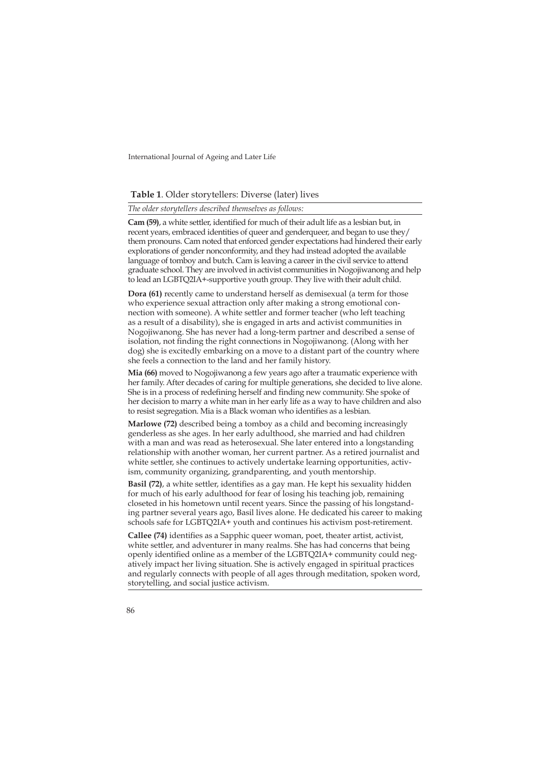**Table 1**. Older storytellers: Diverse (later) lives

*The older storytellers described themselves as follows:*

**Cam (59)**, a white settler, identified for much of their adult life as a lesbian but, in recent years, embraced identities of queer and genderqueer, and began to use they/them pronouns. Cam noted that enforced gender expectations had hindered their early explorations of gender nonconformity, and they had instead adopted the available language of tomboy and butch. Cam is leaving a career in the civil service to attend graduate school. They are involved in activist communities in Nogojiwanong and help to lead an LGBTQ2IA+-supportive youth group. They live with their adult child.

**Dora (61)** recently came to understand herself as demisexual (a term for those who experience sexual attraction only after making a strong emotional connection with someone). A white settler and former teacher (who left teaching as a result of a disability), she is engaged in arts and activist communities in Nogojiwanong. She has never had a long-term partner and described a sense of isolation, not finding the right connections in Nogojiwanong. (Along with her dog) she is excitedly embarking on a move to a distant part of the country where she feels a connection to the land and her family history.

**Mia (66)** moved to Nogojiwanong a few years ago after a traumatic experience with her family. After decades of caring for multiple generations, she decided to live alone. She is in a process of redefining herself and finding new community. She spoke of her decision to marry a white man in her early life as a way to have children and also to resist segregation. Mia is a Black woman who identifies as a lesbian.

**Marlowe (72)** described being a tomboy as a child and becoming increasingly genderless as she ages. In her early adulthood, she married and had children with a man and was read as heterosexual. She later entered into a longstanding relationship with another woman, her current partner. As a retired journalist and white settler, she continues to actively undertake learning opportunities, activism, community organizing, grandparenting, and youth mentorship.

**Basil (72)**, a white settler, identifies as a gay man. He kept his sexuality hidden for much of his early adulthood for fear of losing his teaching job, remaining closeted in his hometown until recent years. Since the passing of his longstanding partner several years ago, Basil lives alone. He dedicated his career to making schools safe for LGBTQ2IA+ youth and continues his activism post-retirement.

**Callee (74)** identifies as a Sapphic queer woman, poet, theater artist, activist, white settler, and adventurer in many realms. She has had concerns that being openly identified online as a member of the LGBTQ2IA+ community could negatively impact her living situation. She is actively engaged in spiritual practices and regularly connects with people of all ages through meditation, spoken word, storytelling, and social justice activism.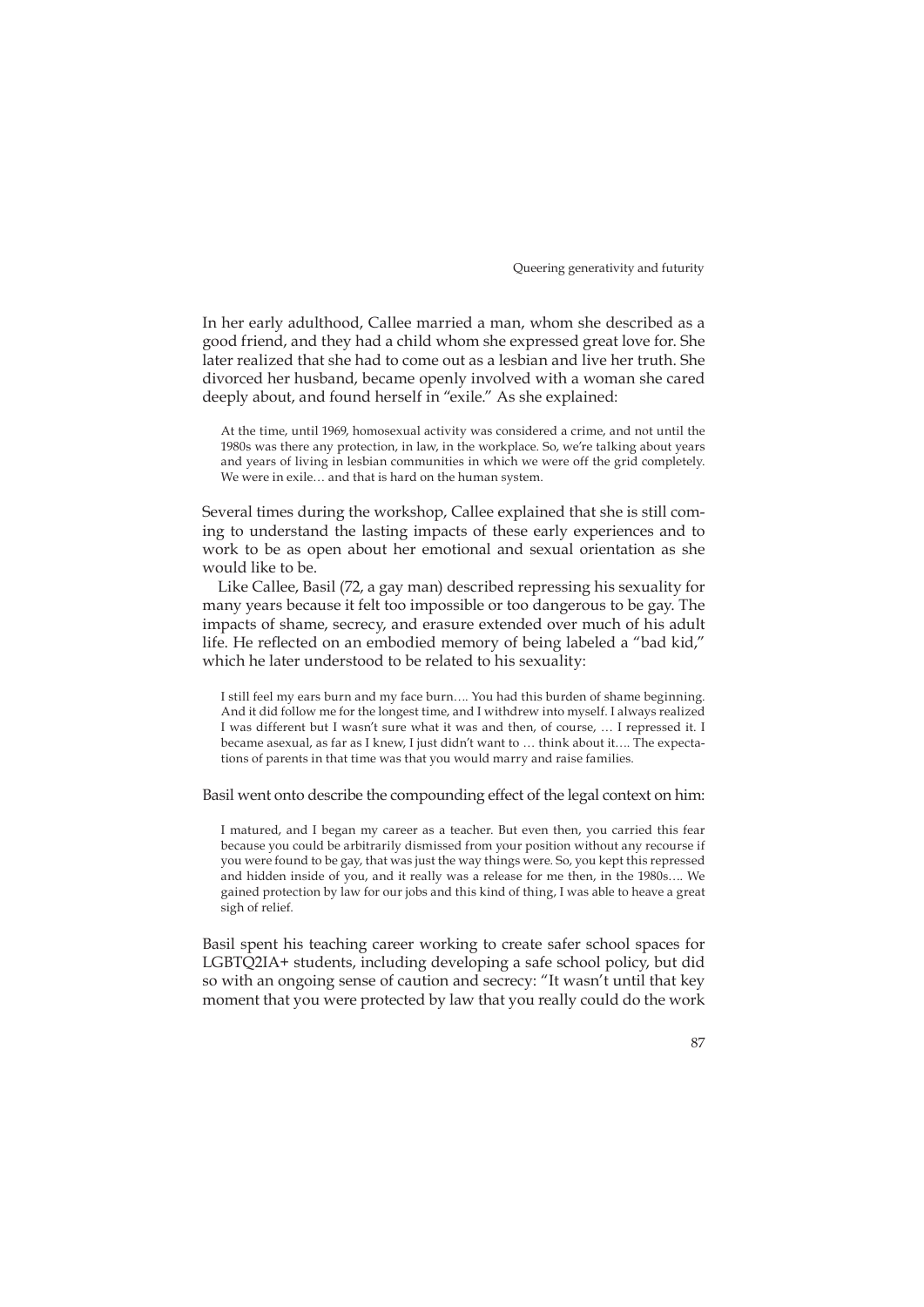In her early adulthood, Callee married a man, whom she described as a good friend, and they had a child whom she expressed great love for. She later realized that she had to come out as a lesbian and live her truth. She divorced her husband, became openly involved with a woman she cared deeply about, and found herself in "exile." As she explained:

> At the time, until 1969, homosexual activity was considered a crime, and not until the 1980s was there any protection, in law, in the workplace. So, we're talking about years and years of living in lesbian communities in which we were off the grid completely. We were in exile… and that is hard on the human system.

Several times during the workshop, Callee explained that she is still coming to understand the lasting impacts of these early experiences and to work to be as open about her emotional and sexual orientation as she would like to be.

Like Callee, Basil (72, a gay man) described repressing his sexuality for many years because it felt too impossible or too dangerous to be gay. The impacts of shame, secrecy, and erasure extended over much of his adult life. He reflected on an embodied memory of being labeled a "bad kid," which he later understood to be related to his sexuality:

> I still feel my ears burn and my face burn…. You had this burden of shame beginning. And it did follow me for the longest time, and I withdrew into myself. I always realized I was different but I wasn't sure what it was and then, of course, … I repressed it. I became asexual, as far as I knew, I just didn't want to … think about it…. The expectations of parents in that time was that you would marry and raise families.

Basil went onto describe the compounding effect of the legal context on him:

> I matured, and I began my career as a teacher. But even then, you carried this fear because you could be arbitrarily dismissed from your position without any recourse if you were found to be gay, that was just the way things were. So, you kept this repressed and hidden inside of you, and it really was a release for me then, in the 1980s…. We gained protection by law for our jobs and this kind of thing, I was able to heave a great sigh of relief.

Basil spent his teaching career working to create safer school spaces for LGBTQ2IA+ students, including developing a safe school policy, but did so with an ongoing sense of caution and secrecy: "It wasn't until that key moment that you were protected by law that you really could do the work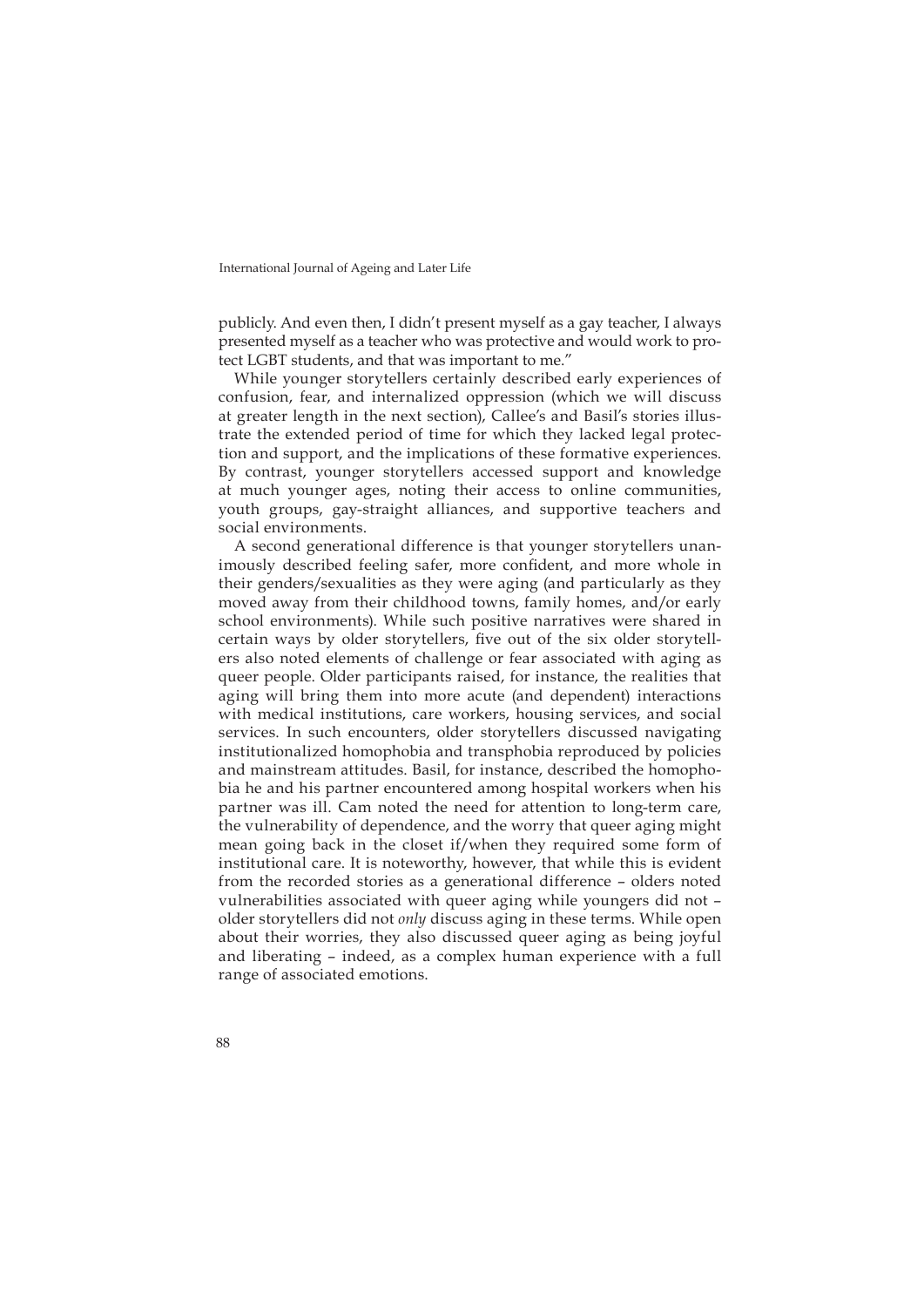publicly. And even then, I didn't present myself as a gay teacher, I always presented myself as a teacher who was protective and would work to protect LGBT students, and that was important to me."

While younger storytellers certainly described early experiences of confusion, fear, and internalized oppression (which we will discuss at greater length in the next section), Callee's and Basil's stories illustrate the extended period of time for which they lacked legal protection and support, and the implications of these formative experiences. By contrast, younger storytellers accessed support and knowledge at much younger ages, noting their access to online communities, youth groups, gay-straight alliances, and supportive teachers and social environments.

A second generational difference is that younger storytellers unanimously described feeling safer, more confident, and more whole in their genders/sexualities as they were aging (and particularly as they moved away from their childhood towns, family homes, and/or early school environments). While such positive narratives were shared in certain ways by older storytellers, five out of the six older storytellers also noted elements of challenge or fear associated with aging as queer people. Older participants raised, for instance, the realities that aging will bring them into more acute (and dependent) interactions with medical institutions, care workers, housing services, and social services. In such encounters, older storytellers discussed navigating institutionalized homophobia and transphobia reproduced by policies and mainstream attitudes. Basil, for instance, described the homophobia he and his partner encountered among hospital workers when his partner was ill. Cam noted the need for attention to long-term care, the vulnerability of dependence, and the worry that queer aging might mean going back in the closet if/when they required some form of institutional care. It is noteworthy, however, that while this is evident from the recorded stories as a generational difference – olders noted vulnerabilities associated with queer aging while youngers did not – older storytellers did not *only* discuss aging in these terms. While open about their worries, they also discussed queer aging as being joyful and liberating – indeed, as a complex human experience with a full range of associated emotions.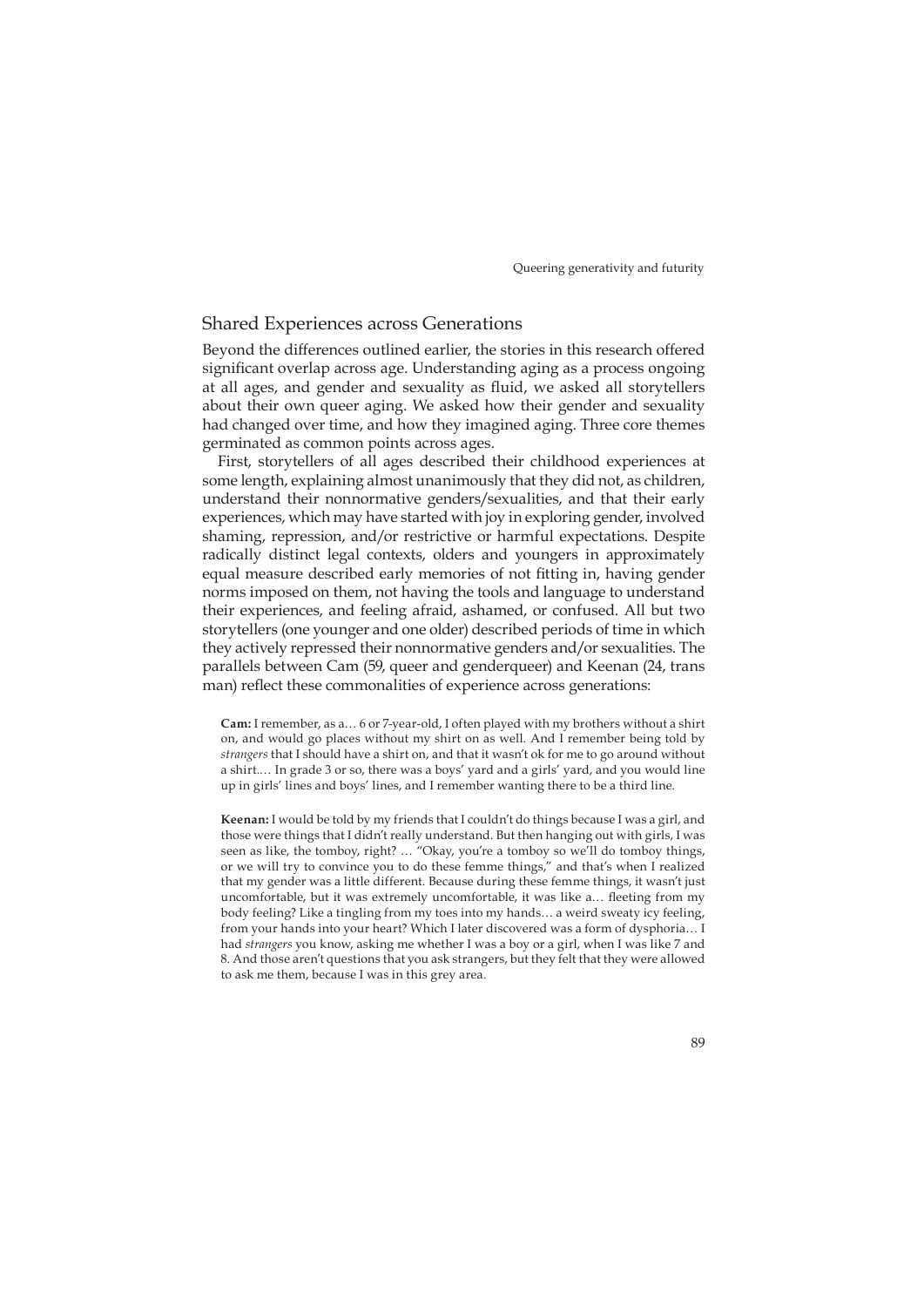## Shared Experiences across Generations

Beyond the differences outlined earlier, the stories in this research offered significant overlap across age. Understanding aging as a process ongoing at all ages, and gender and sexuality as fluid, we asked all storytellers about their own queer aging. We asked how their gender and sexuality had changed over time, and how they imagined aging. Three core themes germinated as common points across ages.

First, storytellers of all ages described their childhood experiences at some length, explaining almost unanimously that they did not, as children, understand their nonnormative genders/sexualities, and that their early experiences, which may have started with joy in exploring gender, involved shaming, repression, and/or restrictive or harmful expectations. Despite radically distinct legal contexts, olders and youngers in approximately equal measure described early memories of not fitting in, having gender norms imposed on them, not having the tools and language to understand their experiences, and feeling afraid, ashamed, or confused. All but two storytellers (one younger and one older) described periods of time in which they actively repressed their nonnormative genders and/or sexualities. The parallels between Cam (59, queer and genderqueer) and Keenan (24, trans man) reflect these commonalities of experience across generations:

> **Cam:** I remember, as a… 6 or 7-year-old, I often played with my brothers without a shirt on, and would go places without my shirt on as well. And I remember being told by *strangers* that I should have a shirt on, and that it wasn't ok for me to go around without a shirt.… In grade 3 or so, there was a boys' yard and a girls' yard, and you would line up in girls' lines and boys' lines, and I remember wanting there to be a third line.

> **Keenan:** I would be told by my friends that I couldn't do things because I was a girl, and those were things that I didn't really understand. But then hanging out with girls, I was seen as like, the tomboy, right? … "Okay, you're a tomboy so we'll do tomboy things, or we will try to convince you to do these femme things," and that's when I realized that my gender was a little different. Because during these femme things, it wasn't just uncomfortable, but it was extremely uncomfortable, it was like a… fleeting from my body feeling? Like a tingling from my toes into my hands… a weird sweaty icy feeling, from your hands into your heart? Which I later discovered was a form of dysphoria… I had *strangers* you know, asking me whether I was a boy or a girl, when I was like 7 and 8. And those aren't questions that you ask strangers, but they felt that they were allowed to ask me them, because I was in this grey area.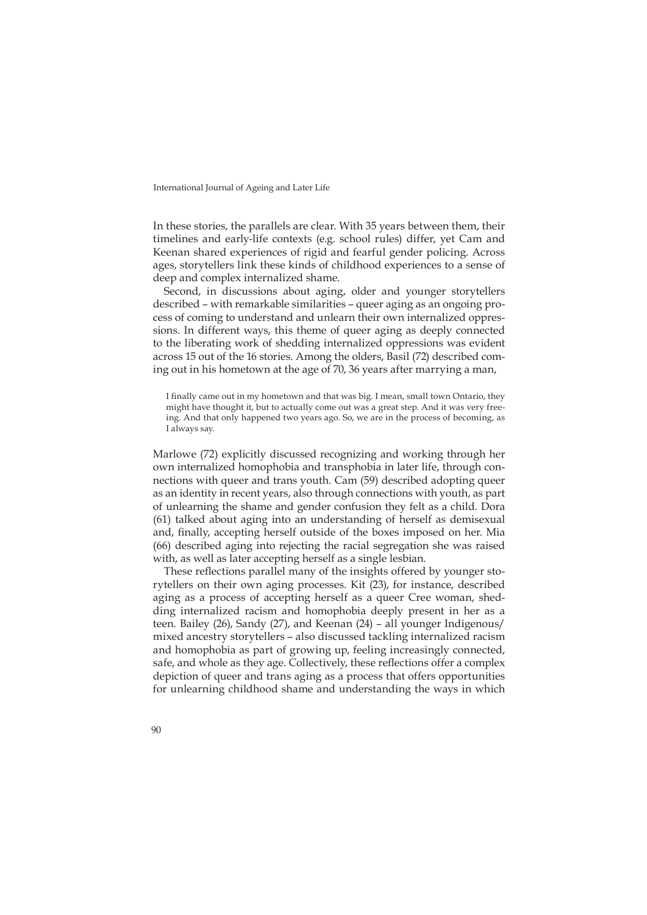In these stories, the parallels are clear. With 35 years between them, their timelines and early-life contexts (e.g. school rules) differ, yet Cam and Keenan shared experiences of rigid and fearful gender policing. Across ages, storytellers link these kinds of childhood experiences to a sense of deep and complex internalized shame.

Second, in discussions about aging, older and younger storytellers described – with remarkable similarities – queer aging as an ongoing process of coming to understand and unlearn their own internalized oppressions. In different ways, this theme of queer aging as deeply connected to the liberating work of shedding internalized oppressions was evident across 15 out of the 16 stories. Among the olders, Basil (72) described coming out in his hometown at the age of 70, 36 years after marrying a man,

> I finally came out in my hometown and that was big. I mean, small town Ontario, they might have thought it, but to actually come out was a great step. And it was very freeing. And that only happened two years ago. So, we are in the process of becoming, as I always say.

Marlowe (72) explicitly discussed recognizing and working through her own internalized homophobia and transphobia in later life, through connections with queer and trans youth. Cam (59) described adopting queer as an identity in recent years, also through connections with youth, as part of unlearning the shame and gender confusion they felt as a child. Dora (61) talked about aging into an understanding of herself as demisexual and, finally, accepting herself outside of the boxes imposed on her. Mia (66) described aging into rejecting the racial segregation she was raised with, as well as later accepting herself as a single lesbian.

These reflections parallel many of the insights offered by younger storytellers on their own aging processes. Kit (23), for instance, described aging as a process of accepting herself as a queer Cree woman, shedding internalized racism and homophobia deeply present in her as a teen. Bailey (26), Sandy (27), and Keenan (24) – all younger Indigenous/mixed ancestry storytellers – also discussed tackling internalized racism and homophobia as part of growing up, feeling increasingly connected, safe, and whole as they age. Collectively, these reflections offer a complex depiction of queer and trans aging as a process that offers opportunities for unlearning childhood shame and understanding the ways in which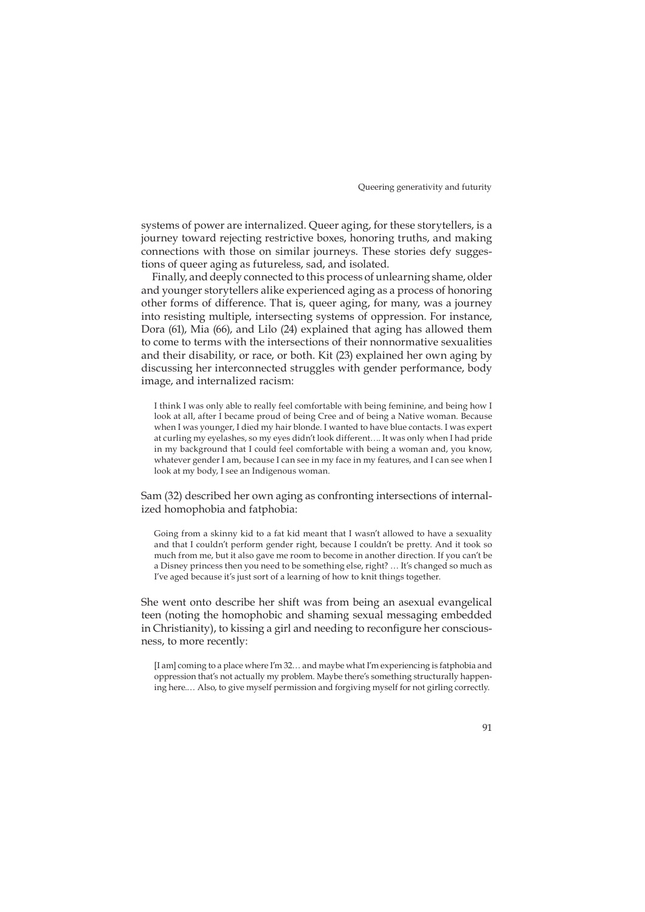systems of power are internalized. Queer aging, for these storytellers, is a journey toward rejecting restrictive boxes, honoring truths, and making connections with those on similar journeys. These stories defy suggestions of queer aging as futureless, sad, and isolated.

Finally, and deeply connected to this process of unlearning shame, older and younger storytellers alike experienced aging as a process of honoring other forms of difference. That is, queer aging, for many, was a journey into resisting multiple, intersecting systems of oppression. For instance, Dora (61), Mia (66), and Lilo (24) explained that aging has allowed them to come to terms with the intersections of their nonnormative sexualities and their disability, or race, or both. Kit (23) explained her own aging by discussing her interconnected struggles with gender performance, body image, and internalized racism:

> I think I was only able to really feel comfortable with being feminine, and being how I look at all, after I became proud of being Cree and of being a Native woman. Because when I was younger, I died my hair blonde. I wanted to have blue contacts. I was expert at curling my eyelashes, so my eyes didn't look different…. It was only when I had pride in my background that I could feel comfortable with being a woman and, you know, whatever gender I am, because I can see in my face in my features, and I can see when I look at my body, I see an Indigenous woman.

Sam (32) described her own aging as confronting intersections of internalized homophobia and fatphobia:

> Going from a skinny kid to a fat kid meant that I wasn't allowed to have a sexuality and that I couldn't perform gender right, because I couldn't be pretty. And it took so much from me, but it also gave me room to become in another direction. If you can't be a Disney princess then you need to be something else, right? … It's changed so much as I've aged because it's just sort of a learning of how to knit things together.

She went onto describe her shift was from being an asexual evangelical teen (noting the homophobic and shaming sexual messaging embedded in Christianity), to kissing a girl and needing to reconfigure her consciousness, to more recently:

> [I am] coming to a place where I'm 32… and maybe what I'm experiencing is fatphobia and oppression that's not actually my problem. Maybe there's something structurally happening here.… Also, to give myself permission and forgiving myself for not girling correctly.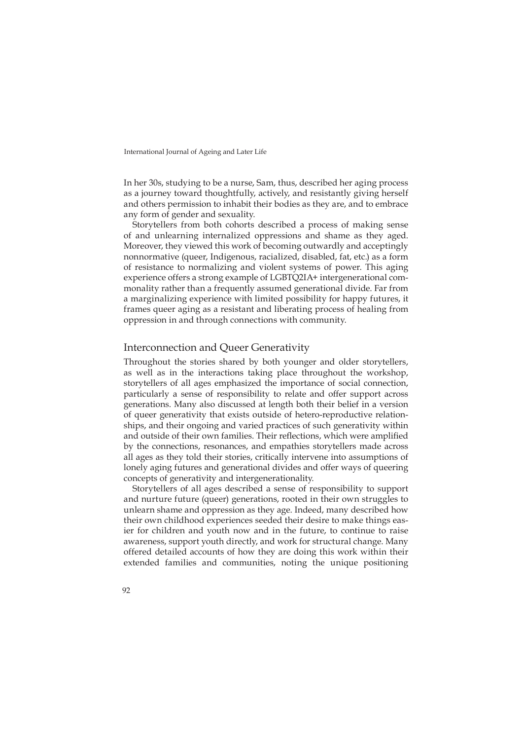In her 30s, studying to be a nurse, Sam, thus, described her aging process as a journey toward thoughtfully, actively, and resistantly giving herself and others permission to inhabit their bodies as they are, and to embrace any form of gender and sexuality.

Storytellers from both cohorts described a process of making sense of and unlearning internalized oppressions and shame as they aged. Moreover, they viewed this work of becoming outwardly and acceptingly nonnormative (queer, Indigenous, racialized, disabled, fat, etc.) as a form of resistance to normalizing and violent systems of power. This aging experience offers a strong example of LGBTQ2IA+ intergenerational commonality rather than a frequently assumed generational divide. Far from a marginalizing experience with limited possibility for happy futures, it frames queer aging as a resistant and liberating process of healing from oppression in and through connections with community.

## Interconnection and Queer Generativity

Throughout the stories shared by both younger and older storytellers, as well as in the interactions taking place throughout the workshop, storytellers of all ages emphasized the importance of social connection, particularly a sense of responsibility to relate and offer support across generations. Many also discussed at length both their belief in a version of queer generativity that exists outside of hetero-reproductive relationships, and their ongoing and varied practices of such generativity within and outside of their own families. Their reflections, which were amplified by the connections, resonances, and empathies storytellers made across all ages as they told their stories, critically intervene into assumptions of lonely aging futures and generational divides and offer ways of queering concepts of generativity and intergenerationality.

Storytellers of all ages described a sense of responsibility to support and nurture future (queer) generations, rooted in their own struggles to unlearn shame and oppression as they age. Indeed, many described how their own childhood experiences seeded their desire to make things easier for children and youth now and in the future, to continue to raise awareness, support youth directly, and work for structural change. Many offered detailed accounts of how they are doing this work within their extended families and communities, noting the unique positioning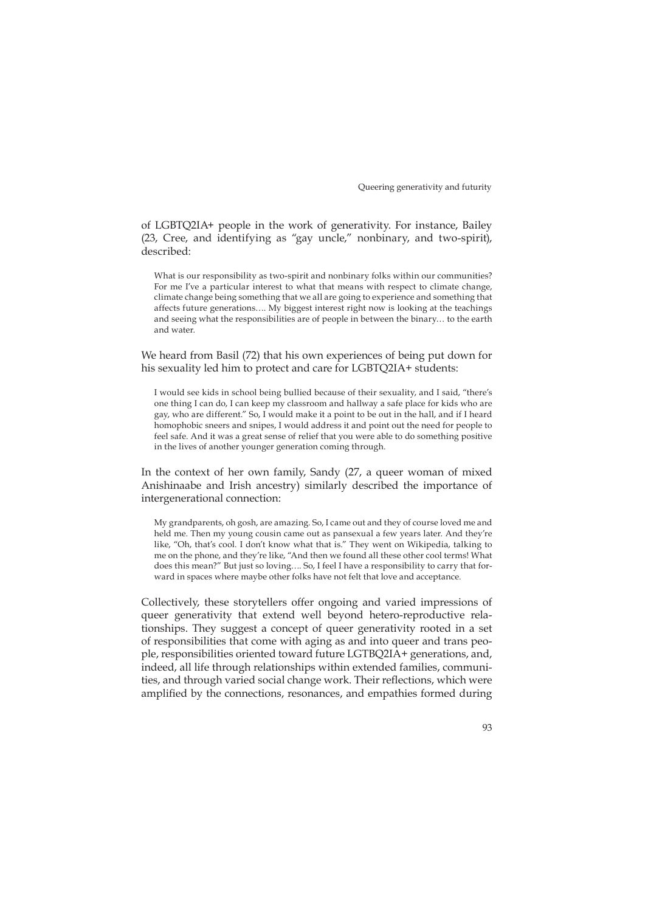of LGBTQ2IA+ people in the work of generativity. For instance, Bailey (23, Cree, and identifying as "gay uncle," nonbinary, and two-spirit), described:

> What is our responsibility as two-spirit and nonbinary folks within our communities? For me I've a particular interest to what that means with respect to climate change, climate change being something that we all are going to experience and something that affects future generations…. My biggest interest right now is looking at the teachings and seeing what the responsibilities are of people in between the binary… to the earth and water.

We heard from Basil (72) that his own experiences of being put down for his sexuality led him to protect and care for LGBTQ2IA+ students:

> I would see kids in school being bullied because of their sexuality, and I said, "there's one thing I can do, I can keep my classroom and hallway a safe place for kids who are gay, who are different." So, I would make it a point to be out in the hall, and if I heard homophobic sneers and snipes, I would address it and point out the need for people to feel safe. And it was a great sense of relief that you were able to do something positive in the lives of another younger generation coming through.

In the context of her own family, Sandy (27, a queer woman of mixed Anishinaabe and Irish ancestry) similarly described the importance of intergenerational connection:

> My grandparents, oh gosh, are amazing. So, I came out and they of course loved me and held me. Then my young cousin came out as pansexual a few years later. And they're like, "Oh, that's cool. I don't know what that is." They went on Wikipedia, talking to me on the phone, and they're like, "And then we found all these other cool terms! What does this mean?" But just so loving…. So, I feel I have a responsibility to carry that forward in spaces where maybe other folks have not felt that love and acceptance.

Collectively, these storytellers offer ongoing and varied impressions of queer generativity that extend well beyond hetero-reproductive relationships. They suggest a concept of queer generativity rooted in a set of responsibilities that come with aging as and into queer and trans people, responsibilities oriented toward future LGTBQ2IA+ generations, and, indeed, all life through relationships within extended families, communities, and through varied social change work. Their reflections, which were amplified by the connections, resonances, and empathies formed during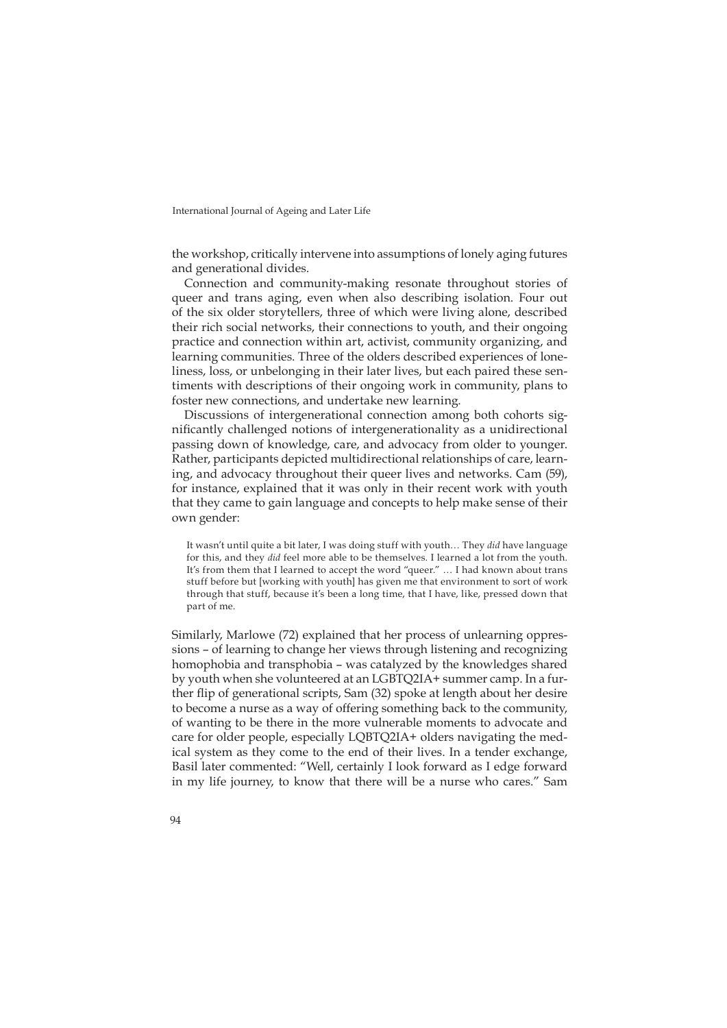the workshop, critically intervene into assumptions of lonely aging futures and generational divides.

Connection and community-making resonate throughout stories of queer and trans aging, even when also describing isolation. Four out of the six older storytellers, three of which were living alone, described their rich social networks, their connections to youth, and their ongoing practice and connection within art, activist, community organizing, and learning communities. Three of the olders described experiences of loneliness, loss, or unbelonging in their later lives, but each paired these sentiments with descriptions of their ongoing work in community, plans to foster new connections, and undertake new learning.

Discussions of intergenerational connection among both cohorts significantly challenged notions of intergenerationality as a unidirectional passing down of knowledge, care, and advocacy from older to younger. Rather, participants depicted multidirectional relationships of care, learning, and advocacy throughout their queer lives and networks. Cam (59), for instance, explained that it was only in their recent work with youth that they came to gain language and concepts to help make sense of their own gender:

> It wasn't until quite a bit later, I was doing stuff with youth… They *did* have language for this, and they *did* feel more able to be themselves. I learned a lot from the youth. It's from them that I learned to accept the word "queer." … I had known about trans stuff before but [working with youth] has given me that environment to sort of work through that stuff, because it's been a long time, that I have, like, pressed down that part of me.

Similarly, Marlowe (72) explained that her process of unlearning oppressions – of learning to change her views through listening and recognizing homophobia and transphobia – was catalyzed by the knowledges shared by youth when she volunteered at an LGBTQ2IA+ summer camp. In a further flip of generational scripts, Sam (32) spoke at length about her desire to become a nurse as a way of offering something back to the community, of wanting to be there in the more vulnerable moments to advocate and care for older people, especially LQBTQ2IA+ olders navigating the medical system as they come to the end of their lives. In a tender exchange, Basil later commented: "Well, certainly I look forward as I edge forward in my life journey, to know that there will be a nurse who cares." Sam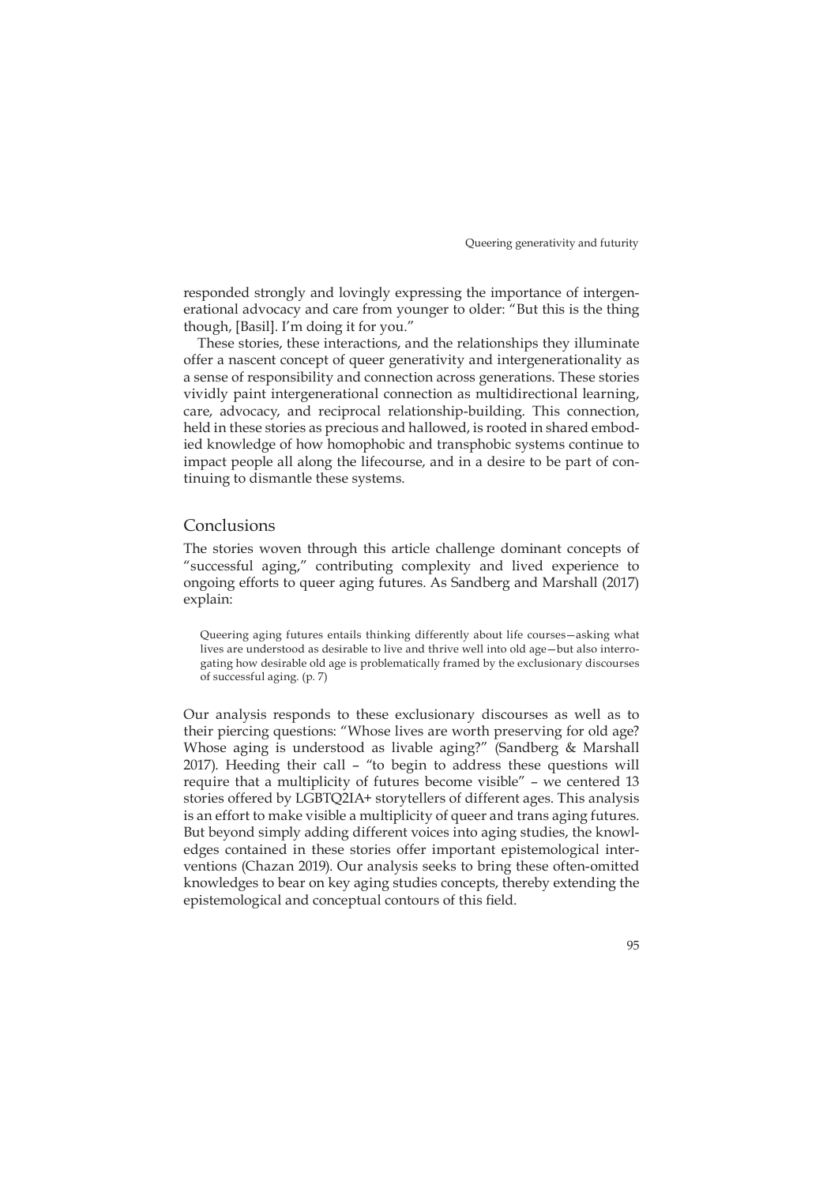responded strongly and lovingly expressing the importance of intergenerational advocacy and care from younger to older: "But this is the thing though, [Basil]. I'm doing it for you."

These stories, these interactions, and the relationships they illuminate offer a nascent concept of queer generativity and intergenerationality as a sense of responsibility and connection across generations. These stories vividly paint intergenerational connection as multidirectional learning, care, advocacy, and reciprocal relationship-building. This connection, held in these stories as precious and hallowed, is rooted in shared embodied knowledge of how homophobic and transphobic systems continue to impact people all along the lifecourse, and in a desire to be part of continuing to dismantle these systems.

## Conclusions

The stories woven through this article challenge dominant concepts of "successful aging," contributing complexity and lived experience to ongoing efforts to queer aging futures. As Sandberg and Marshall (2017) explain:

> Queering aging futures entails thinking differently about life courses—asking what lives are understood as desirable to live and thrive well into old age—but also interrogating how desirable old age is problematically framed by the exclusionary discourses of successful aging. (p. 7)

Our analysis responds to these exclusionary discourses as well as to their piercing questions: "Whose lives are worth preserving for old age? Whose aging is understood as livable aging?" (Sandberg & Marshall 2017). Heeding their call – "to begin to address these questions will require that a multiplicity of futures become visible" – we centered 13 stories offered by LGBTQ2IA+ storytellers of different ages. This analysis is an effort to make visible a multiplicity of queer and trans aging futures. But beyond simply adding different voices into aging studies, the knowledges contained in these stories offer important epistemological interventions (Chazan 2019). Our analysis seeks to bring these often-omitted knowledges to bear on key aging studies concepts, thereby extending the epistemological and conceptual contours of this field.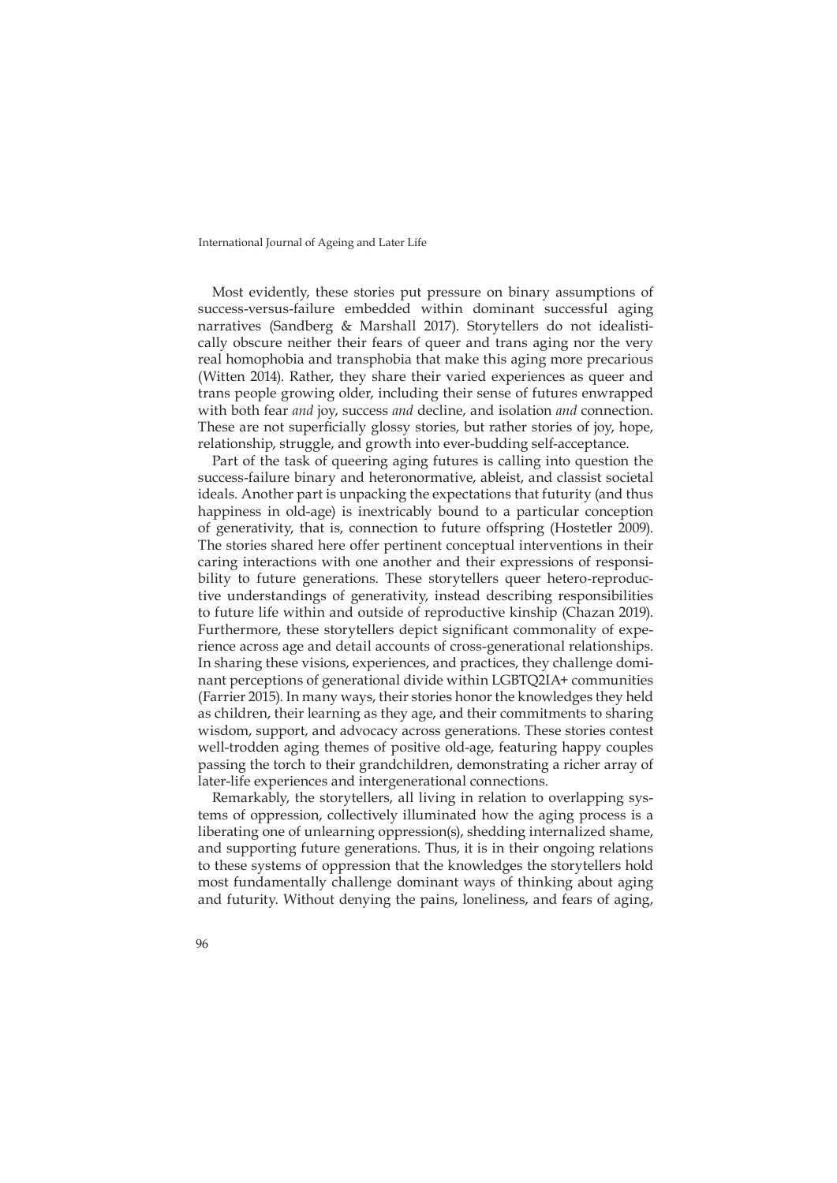Most evidently, these stories put pressure on binary assumptions of success-versus-failure embedded within dominant successful aging narratives (Sandberg & Marshall 2017). Storytellers do not idealistically obscure neither their fears of queer and trans aging nor the very real homophobia and transphobia that make this aging more precarious (Witten 2014). Rather, they share their varied experiences as queer and trans people growing older, including their sense of futures enwrapped with both fear *and* joy, success *and* decline, and isolation *and* connection. These are not superficially glossy stories, but rather stories of joy, hope, relationship, struggle, and growth into ever-budding self-acceptance.

Part of the task of queering aging futures is calling into question the success-failure binary and heteronormative, ableist, and classist societal ideals. Another part is unpacking the expectations that futurity (and thus happiness in old-age) is inextricably bound to a particular conception of generativity, that is, connection to future offspring (Hostetler 2009). The stories shared here offer pertinent conceptual interventions in their caring interactions with one another and their expressions of responsibility to future generations. These storytellers queer hetero-reproductive understandings of generativity, instead describing responsibilities to future life within and outside of reproductive kinship (Chazan 2019). Furthermore, these storytellers depict significant commonality of experience across age and detail accounts of cross-generational relationships. In sharing these visions, experiences, and practices, they challenge dominant perceptions of generational divide within LGBTQ2IA+ communities (Farrier 2015). In many ways, their stories honor the knowledges they held as children, their learning as they age, and their commitments to sharing wisdom, support, and advocacy across generations. These stories contest well-trodden aging themes of positive old-age, featuring happy couples passing the torch to their grandchildren, demonstrating a richer array of later-life experiences and intergenerational connections.

Remarkably, the storytellers, all living in relation to overlapping systems of oppression, collectively illuminated how the aging process is a liberating one of unlearning oppression(s), shedding internalized shame, and supporting future generations. Thus, it is in their ongoing relations to these systems of oppression that the knowledges the storytellers hold most fundamentally challenge dominant ways of thinking about aging and futurity. Without denying the pains, loneliness, and fears of aging,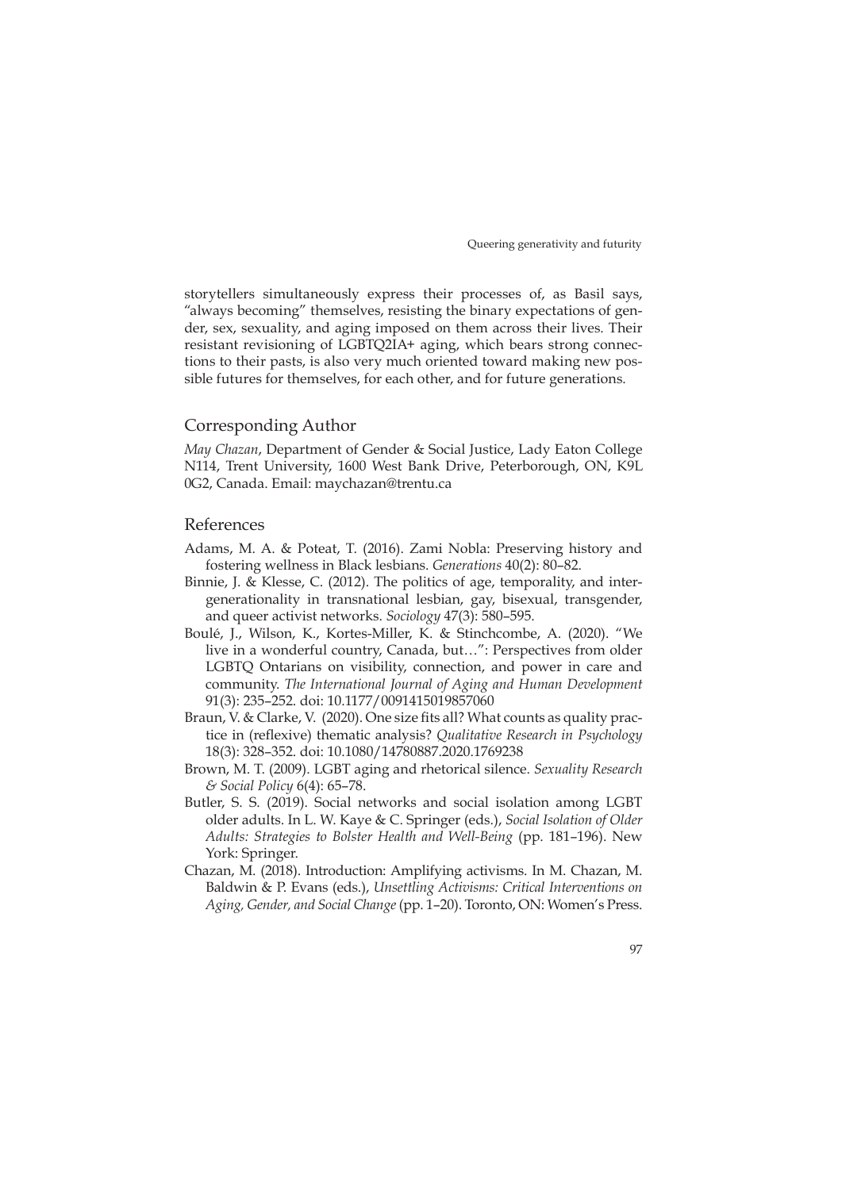storytellers simultaneously express their processes of, as Basil says, "always becoming" themselves, resisting the binary expectations of gender, sex, sexuality, and aging imposed on them across their lives. Their resistant revisioning of LGBTQ2IA+ aging, which bears strong connections to their pasts, is also very much oriented toward making new possible futures for themselves, for each other, and for future generations.

## Corresponding Author

*May Chazan*, Department of Gender & Social Justice, Lady Eaton College N114, Trent University, 1600 West Bank Drive, Peterborough, ON, K9L 0G2, Canada. Email: maychazan@trentu.ca

## References

Adams, M. A. & Poteat, T. (2016). Zami Nobla: Preserving history and fostering wellness in Black lesbians. *Generations* 40(2): 80–82.

Binnie, J. & Klesse, C. (2012). The politics of age, temporality, and intergenerationality in transnational lesbian, gay, bisexual, transgender, and queer activist networks. *Sociology* 47(3): 580–595.

Boulé, J., Wilson, K., Kortes-Miller, K. & Stinchcombe, A. (2020). "We live in a wonderful country, Canada, but…": Perspectives from older LGBTQ Ontarians on visibility, connection, and power in care and community. *The International Journal of Aging and Human Development* 91(3): 235–252. doi: 10.1177/0091415019857060

Braun, V. & Clarke, V. (2020). One size fits all? What counts as quality practice in (reflexive) thematic analysis? *Qualitative Research in Psychology* 18(3): 328–352. doi: 10.1080/14780887.2020.1769238

Brown, M. T. (2009). LGBT aging and rhetorical silence. *Sexuality Research & Social Policy* 6(4): 65–78.

Butler, S. S. (2019). Social networks and social isolation among LGBT older adults. In L. W. Kaye & C. Springer (eds.), *Social Isolation of Older Adults: Strategies to Bolster Health and Well-Being* (pp. 181–196). New York: Springer.

Chazan, M. (2018). Introduction: Amplifying activisms. In M. Chazan, M. Baldwin & P. Evans (eds.), *Unsettling Activisms: Critical Interventions on Aging, Gender, and Social Change* (pp. 1–20). Toronto, ON: Women's Press.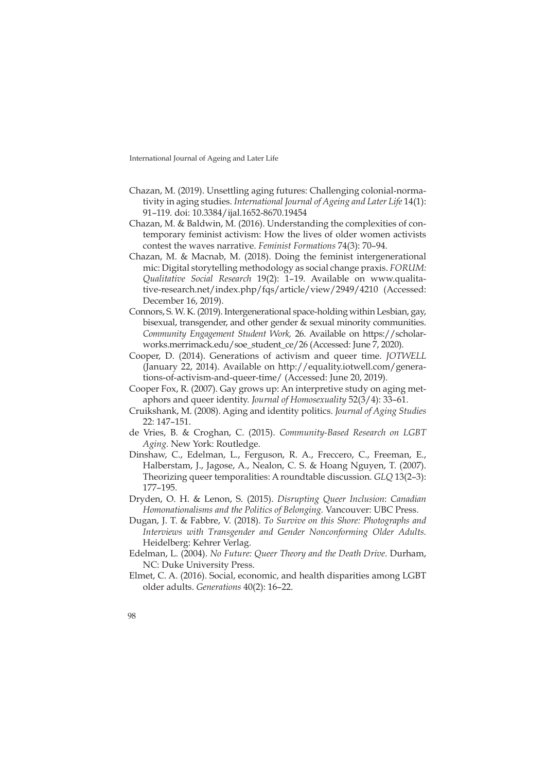Chazan, M. (2019). Unsettling aging futures: Challenging colonial-normativity in aging studies. *International Journal of Ageing and Later Life* 14(1): 91–119. doi: 10.3384/ijal.1652-8670.19454

Chazan, M. & Baldwin, M. (2016). Understanding the complexities of contemporary feminist activism: How the lives of older women activists contest the waves narrative. *Feminist Formations* 74(3): 70–94.

Chazan, M. & Macnab, M. (2018). Doing the feminist intergenerational mic: Digital storytelling methodology as social change praxis. *FORUM: Qualitative Social Research* 19(2): 1–19. Available on www.qualitative-research.net/index.php/fqs/article/view/2949/4210 (Accessed: December 16, 2019).

Connors, S. W. K. (2019). Intergenerational space-holding within Lesbian, gay, bisexual, transgender, and other gender & sexual minority communities. *Community Engagement Student Work,* 26. Available on https://scholarworks.merrimack.edu/soe_student_ce/26 (Accessed: June 7, 2020).

Cooper, D. (2014). Generations of activism and queer time. *JOTWELL* (January 22, 2014). Available on http://equality.iotwell.com/generations-of-activism-and-queer-time/ (Accessed: June 20, 2019).

Cooper Fox, R. (2007). Gay grows up: An interpretive study on aging metaphors and queer identity. *Journal of Homosexuality* 52(3/4): 33–61.

Cruikshank, M. (2008). Aging and identity politics. *Journal of Aging Studies* 22: 147–151.

de Vries, B. & Croghan, C. (2015). *Community-Based Research on LGBT Aging.* New York: Routledge.

Dinshaw, C., Edelman, L., Ferguson, R. A., Freccero, C., Freeman, E., Halberstam, J., Jagose, A., Nealon, C. S. & Hoang Nguyen, T. (2007). Theorizing queer temporalities: A roundtable discussion. *GLQ* 13(2–3): 177–195.

Dryden, O. H. & Lenon, S. (2015). *Disrupting Queer Inclusion*: *Canadian Homonationalisms and the Politics of Belonging.* Vancouver: UBC Press.

Dugan, J. T. & Fabbre, V. (2018). *To Survive on this Shore: Photographs and Interviews with Transgender and Gender Nonconforming Older Adults.* Heidelberg: Kehrer Verlag.

Edelman, L. (2004). *No Future: Queer Theory and the Death Drive*. Durham, NC: Duke University Press.

Elmet, C. A. (2016). Social, economic, and health disparities among LGBT older adults. *Generations* 40(2): 16–22.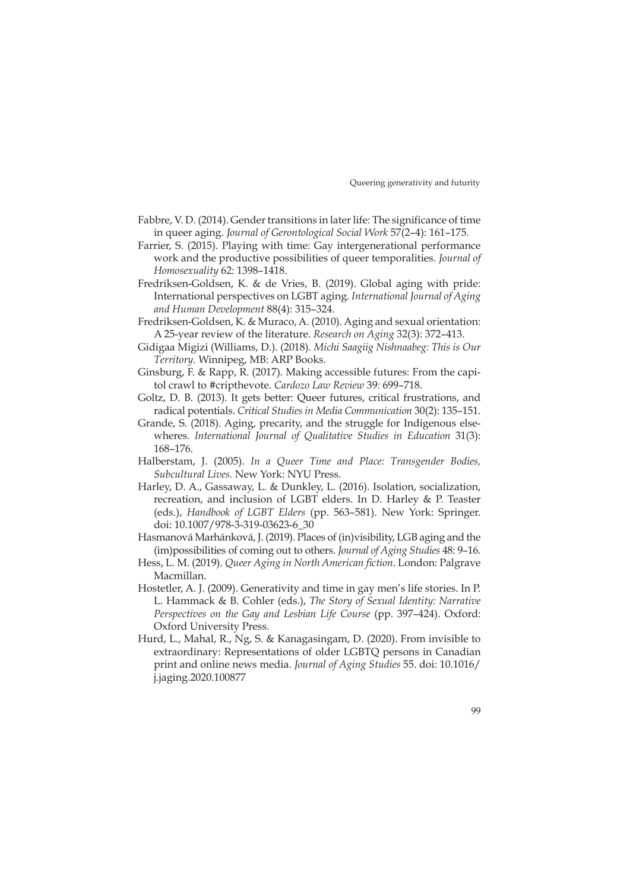Fabbre, V. D. (2014). Gender transitions in later life: The significance of time in queer aging. *Journal of Gerontological Social Work* 57(2–4): 161–175.

Farrier, S. (2015). Playing with time: Gay intergenerational performance work and the productive possibilities of queer temporalities. *Journal of Homosexuality* 62: 1398–1418.

Fredriksen-Goldsen, K. & de Vries, B. (2019). Global aging with pride: International perspectives on LGBT aging. *International Journal of Aging and Human Development* 88(4): 315–324.

Fredriksen-Goldsen, K. & Muraco, A. (2010). Aging and sexual orientation: A 25-year review of the literature. *Research on Aging* 32(3): 372–413.

Gidigaa Migizi (Williams, D.). (2018). *Michi Saagiig Nishnaabeg: This is Our Territory.* Winnipeg, MB: ARP Books.

Ginsburg, F. & Rapp, R. (2017). Making accessible futures: From the capitol crawl to #cripthevote. *Cardozo Law Review* 39*:* 699–718.

Goltz, D. B. (2013). It gets better: Queer futures, critical frustrations, and radical potentials. *Critical Studies in Media Communication* 30(2): 135–151.

Grande, S. (2018). Aging, precarity, and the struggle for Indigenous elsewheres. *International Journal of Qualitative Studies in Education* 31(3): 168–176.

Halberstam, J. (2005). *In a Queer Time and Place: Transgender Bodies, Subcultural Lives.* New York: NYU Press.

Harley, D. A., Gassaway, L. & Dunkley, L. (2016). Isolation, socialization, recreation, and inclusion of LGBT elders. In D. Harley & P. Teaster (eds.), *Handbook of LGBT Elders* (pp. 563–581). New York: Springer. doi: 10.1007/978-3-319-03623-6_30

Hasmanová Marhánková, J. (2019). Places of (in)visibility, LGB aging and the (im)possibilities of coming out to others. *Journal of Aging Studies* 48: 9–16.

Hess, L. M. (2019). *Queer Aging in North American fiction*. London: Palgrave Macmillan.

Hostetler, A. J. (2009). Generativity and time in gay men's life stories. In P. L. Hammack & B. Cohler (eds.), *The Story of Sexual Identity: Narrative Perspectives on the Gay and Lesbian Life Course* (pp. 397–424). Oxford: Oxford University Press.

Hurd, L., Mahal, R., Ng, S. & Kanagasingam, D. (2020). From invisible to extraordinary: Representations of older LGBTQ persons in Canadian print and online news media. *Journal of Aging Studies* 55. doi: 10.1016/j.jaging.2020.100877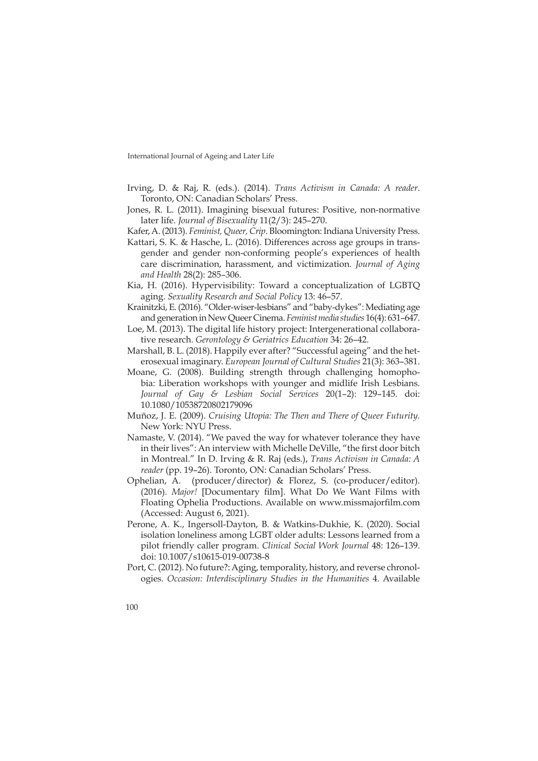Irving, D. & Raj, R. (eds.). (2014). *Trans Activism in Canada: A reader*. Toronto, ON: Canadian Scholars' Press.

Jones, R. L. (2011). Imagining bisexual futures: Positive, non-normative later life. *Journal of Bisexuality* 11(2/3): 245–270.

Kafer, A. (2013). *Feminist, Queer, Crip*. Bloomington: Indiana University Press.

Kattari, S. K. & Hasche, L. (2016). Differences across age groups in transgender and gender non-conforming people's experiences of health care discrimination, harassment, and victimization. *Journal of Aging and Health* 28(2): 285–306.

Kia, H. (2016). Hypervisibility: Toward a conceptualization of LGBTQ aging. *Sexuality Research and Social Policy* 13: 46–57.

Krainitzki, E. (2016). "Older-wiser-lesbians" and "baby-dykes": Mediating age and generation in New Queer Cinema. *Feminist media studies* 16(4): 631–647.

Loe, M. (2013). The digital life history project: Intergenerational collaborative research. *Gerontology & Geriatrics Education* 34: 26–42.

Marshall, B. L. (2018). Happily ever after? "Successful ageing" and the heterosexual imaginary. *European Journal of Cultural Studies* 21(3): 363–381.

Moane, G. (2008). Building strength through challenging homophobia: Liberation workshops with younger and midlife Irish Lesbians. *Journal of Gay & Lesbian Social Services* 20(1–2): 129–145. doi: 10.1080/10538720802179096

Muñoz, J. E. (2009). *Cruising Utopia: The Then and There of Queer Futurity*. New York: NYU Press.

Namaste, V. (2014). "We paved the way for whatever tolerance they have in their lives": An interview with Michelle DeVille, "the first door bitch in Montreal." In D. Irving & R. Raj (eds.), *Trans Activism in Canada: A reader* (pp. 19–26). Toronto, ON: Canadian Scholars' Press.

Ophelian, A. (producer/director) & Florez, S. (co-producer/editor). (2016). *Major!* [Documentary film]. What Do We Want Films with Floating Ophelia Productions. Available on www.missmajorfilm.com (Accessed: August 6, 2021).

Perone, A. K., Ingersoll-Dayton, B. & Watkins-Dukhie, K. (2020). Social isolation loneliness among LGBT older adults: Lessons learned from a pilot friendly caller program. *Clinical Social Work Journal* 48: 126–139. doi: 10.1007/s10615-019-00738-8

Port, C. (2012). No future?: Aging, temporality, history, and reverse chronologies. *Occasion: Interdisciplinary Studies in the Humanities* 4. Available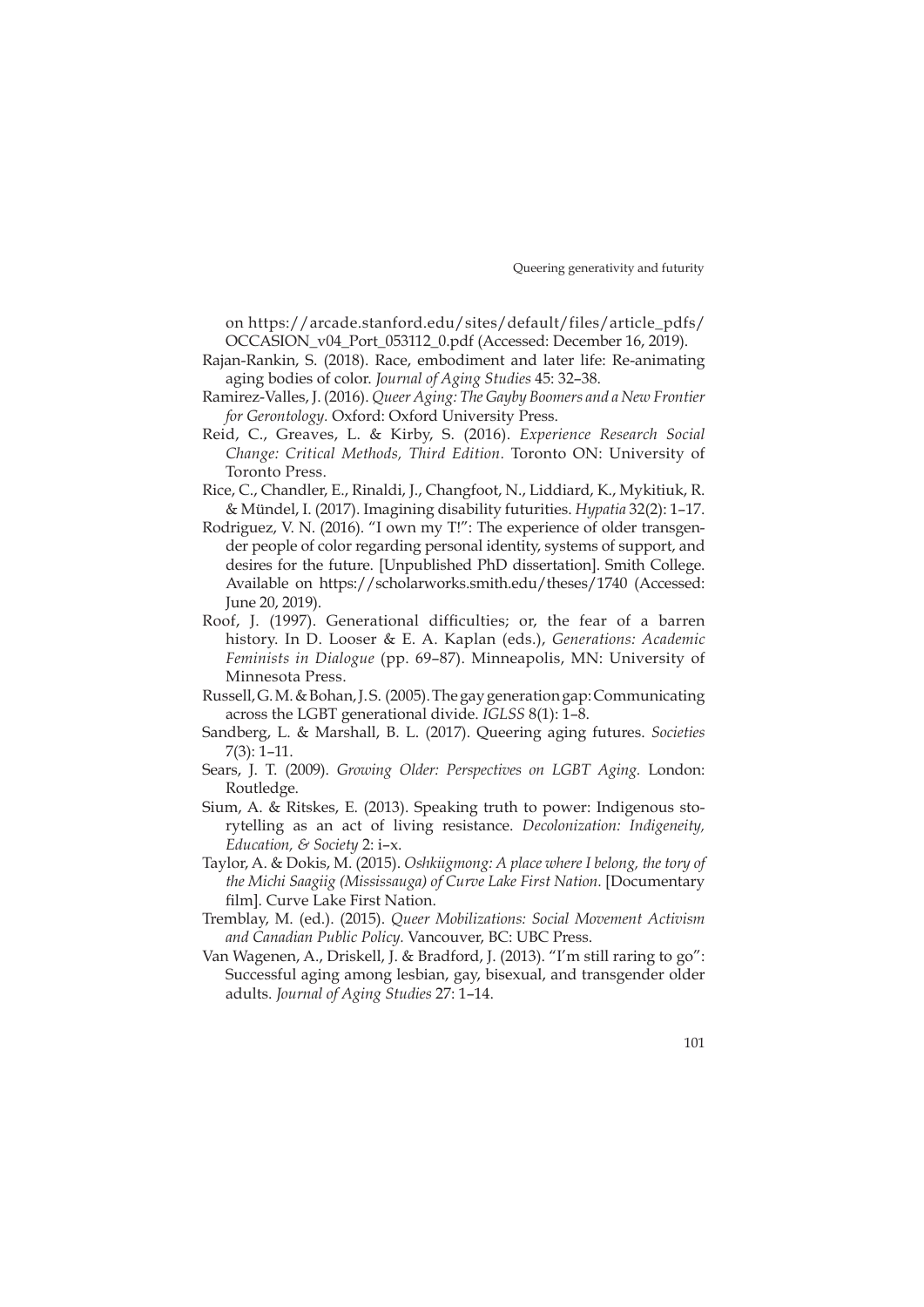on https://arcade.stanford.edu/sites/default/files/article_pdfs/OCCASION_v04_Port_053112_0.pdf (Accessed: December 16, 2019).

Rajan-Rankin, S. (2018). Race, embodiment and later life: Re-animating aging bodies of color. *Journal of Aging Studies* 45: 32–38.

Ramirez-Valles, J. (2016). *Queer Aging: The Gayby Boomers and a New Frontier for Gerontology*. Oxford: Oxford University Press.

Reid, C., Greaves, L. & Kirby, S. (2016). *Experience Research Social Change: Critical Methods, Third Edition*. Toronto ON: University of Toronto Press.

Rice, C., Chandler, E., Rinaldi, J., Changfoot, N., Liddiard, K., Mykitiuk, R. & Mündel, I. (2017). Imagining disability futurities. *Hypatia* 32(2): 1–17.

Rodriguez, V. N. (2016). "I own my T!": The experience of older transgender people of color regarding personal identity, systems of support, and desires for the future. [Unpublished PhD dissertation]. Smith College. Available on https://scholarworks.smith.edu/theses/1740 (Accessed: June 20, 2019).

Roof, J. (1997). Generational difficulties; or, the fear of a barren history. In D. Looser & E. A. Kaplan (eds.), *Generations: Academic Feminists in Dialogue* (pp. 69–87). Minneapolis, MN: University of Minnesota Press.

Russell, G. M. & Bohan, J. S. (2005). The gay generation gap: Communicating across the LGBT generational divide. *IGLSS* 8(1): 1–8.

Sandberg, L. & Marshall, B. L. (2017). Queering aging futures. *Societies* 7(3): 1–11.

Sears, J. T. (2009). *Growing Older: Perspectives on LGBT Aging*. London: Routledge.

Sium, A. & Ritskes, E. (2013). Speaking truth to power: Indigenous storytelling as an act of living resistance. *Decolonization: Indigeneity, Education, & Society* 2: i–x.

Taylor, A. & Dokis, M. (2015). *Oshkiigmong: A place where I belong, the tory of the Michi Saagiig (Mississauga) of Curve Lake First Nation*. [Documentary film]. Curve Lake First Nation.

Tremblay, M. (ed.). (2015). *Queer Mobilizations: Social Movement Activism and Canadian Public Policy*. Vancouver, BC: UBC Press.

Van Wagenen, A., Driskell, J. & Bradford, J. (2013). "I'm still raring to go": Successful aging among lesbian, gay, bisexual, and transgender older adults. *Journal of Aging Studies* 27: 1–14.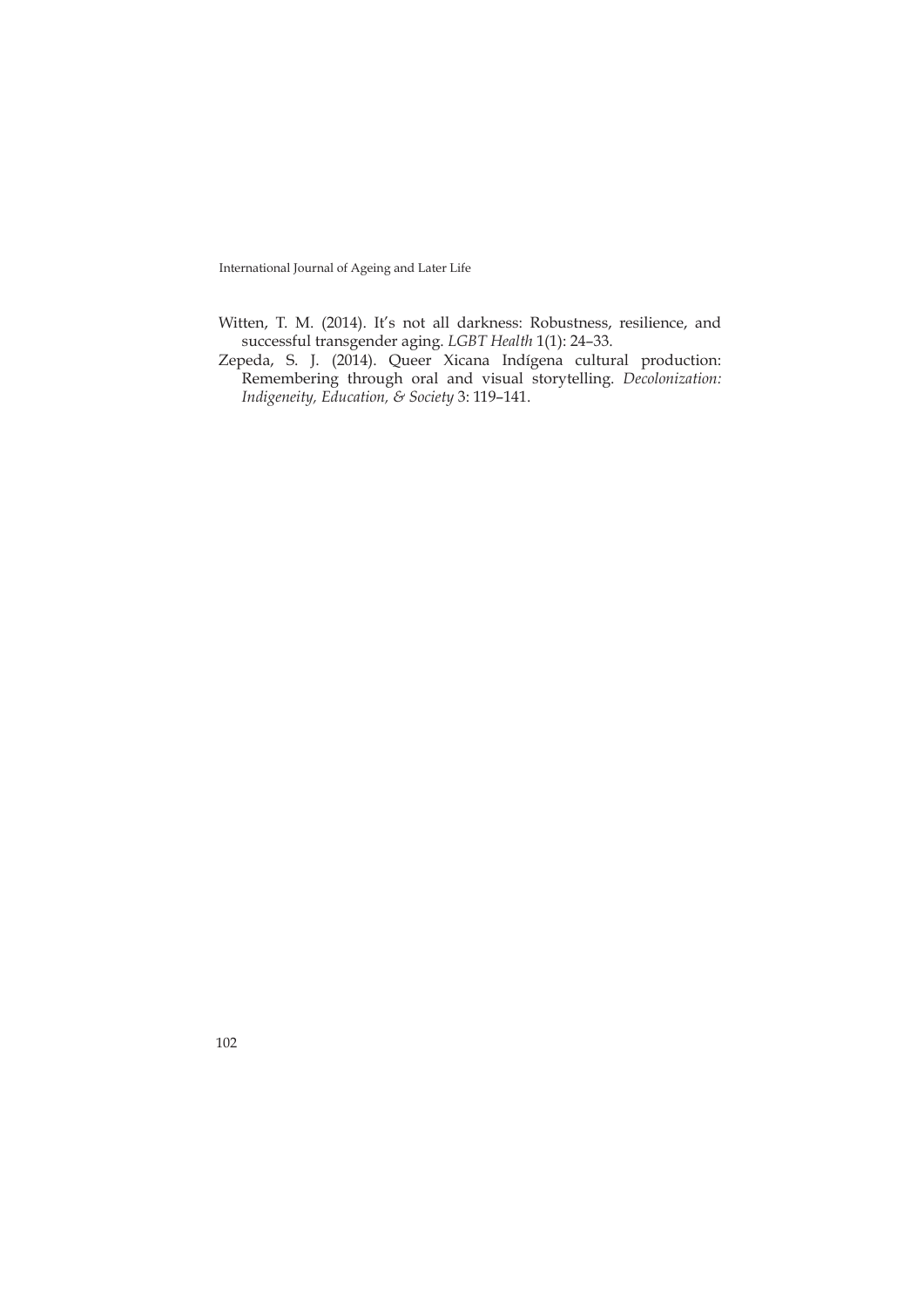Witten, T. M. (2014). It's not all darkness: Robustness, resilience, and successful transgender aging. *LGBT Health* 1(1): 24–33.

Zepeda, S. J. (2014). Queer Xicana Indígena cultural production: Remembering through oral and visual storytelling. *Decolonization: Indigeneity, Education, & Society* 3: 119–141.